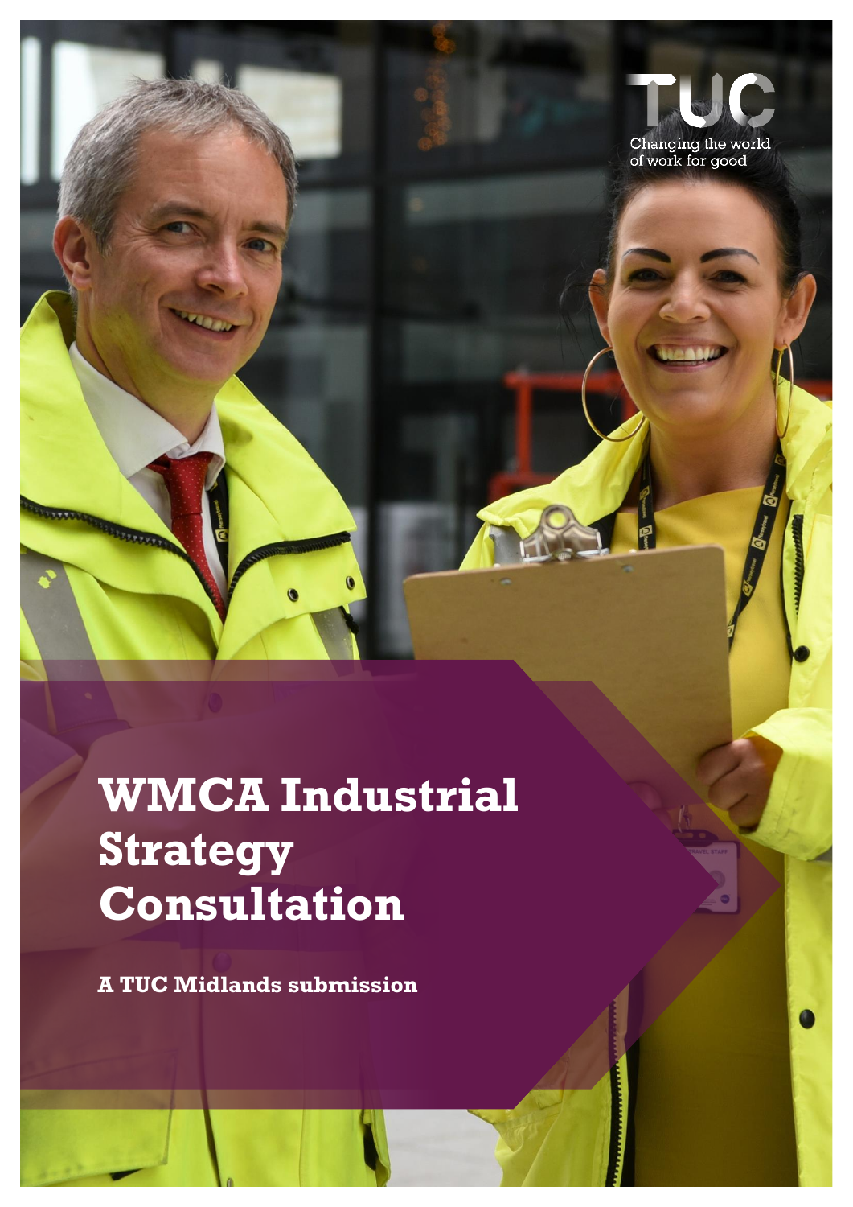TUC

Changing the world of work for good

# WMCA Industrial Strategy Consultation

**A TUC Midlands submission**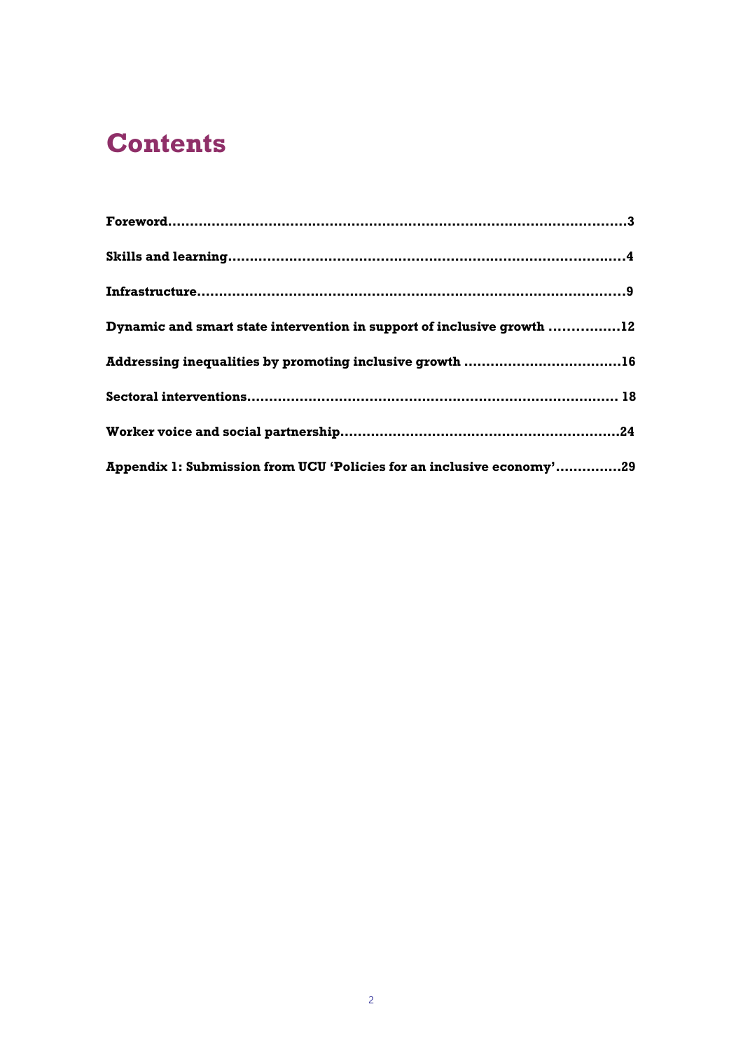# Contents

**Foreword**..........................................................................................................3

**Skills and learning**..........................................................................................4

**Infrastructure**..................................................................................................9

**Dynamic and smart state intervention in support of inclusive growth** ................12

**Addressing inequalities by promoting inclusive growth** ...................................16

**Sectoral interventions**.................................................................................... 18

**Worker voice and social partnership**...............................................................24

**Appendix 1: Submission from UCU 'Policies for an inclusive economy'**..............29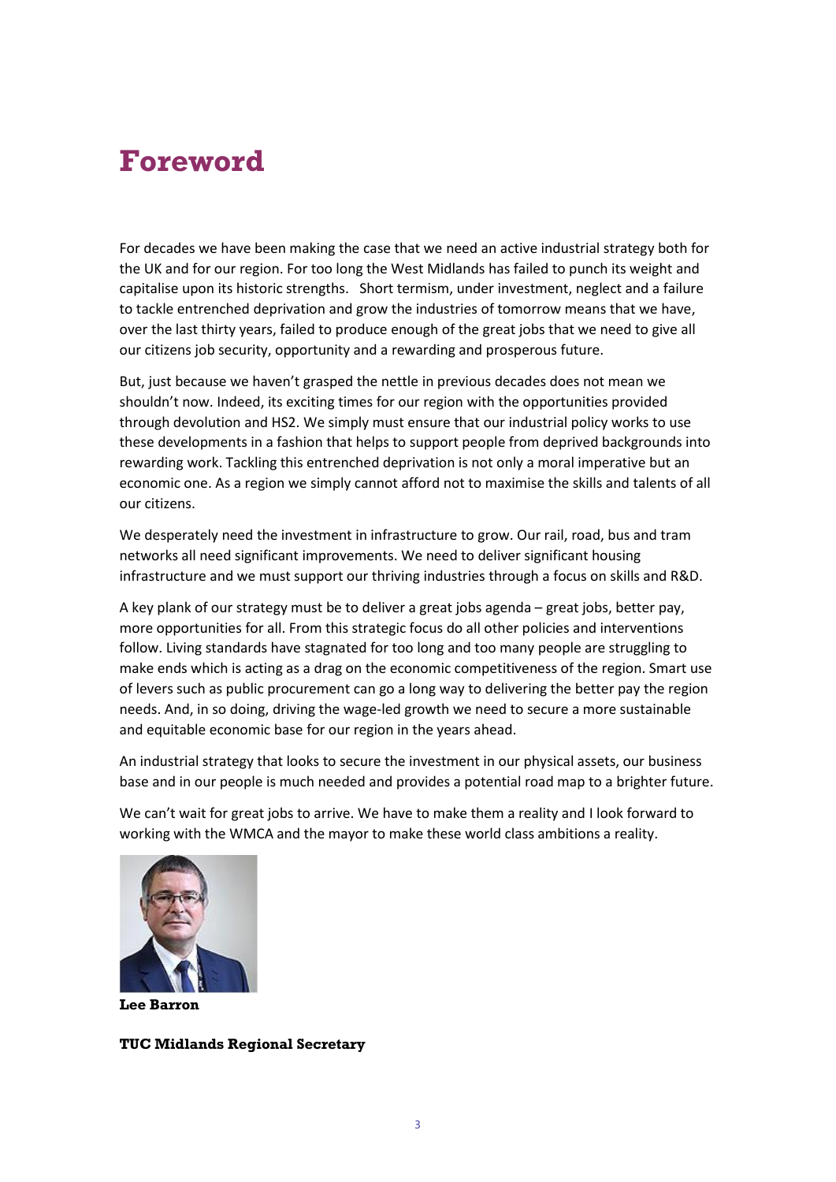# Foreword

For decades we have been making the case that we need an active industrial strategy both for the UK and for our region. For too long the West Midlands has failed to punch its weight and capitalise upon its historic strengths. Short termism, under investment, neglect and a failure to tackle entrenched deprivation and grow the industries of tomorrow means that we have, over the last thirty years, failed to produce enough of the great jobs that we need to give all our citizens job security, opportunity and a rewarding and prosperous future.

But, just because we haven't grasped the nettle in previous decades does not mean we shouldn't now. Indeed, its exciting times for our region with the opportunities provided through devolution and HS2. We simply must ensure that our industrial policy works to use these developments in a fashion that helps to support people from deprived backgrounds into rewarding work. Tackling this entrenched deprivation is not only a moral imperative but an economic one. As a region we simply cannot afford not to maximise the skills and talents of all our citizens.

We desperately need the investment in infrastructure to grow. Our rail, road, bus and tram networks all need significant improvements. We need to deliver significant housing infrastructure and we must support our thriving industries through a focus on skills and R&D.

A key plank of our strategy must be to deliver a great jobs agenda – great jobs, better pay, more opportunities for all. From this strategic focus do all other policies and interventions follow. Living standards have stagnated for too long and too many people are struggling to make ends meet which is acting as a drag on the economic competitiveness of the region. Smart use of levers such as public procurement can go a long way to delivering the better pay the region needs. And, in so doing, driving the wage-led growth we need to secure a more sustainable and equitable economic base for our region in the years ahead.

An industrial strategy that looks to secure the investment in our physical assets, our business base and in our people is much needed and provides a potential road map to a brighter future.

We can't wait for great jobs to arrive. We have to make them a reality and I look forward to working with the WMCA and the mayor to make these world class ambitions a reality.

**Lee Barron**

**TUC Midlands Regional Secretary**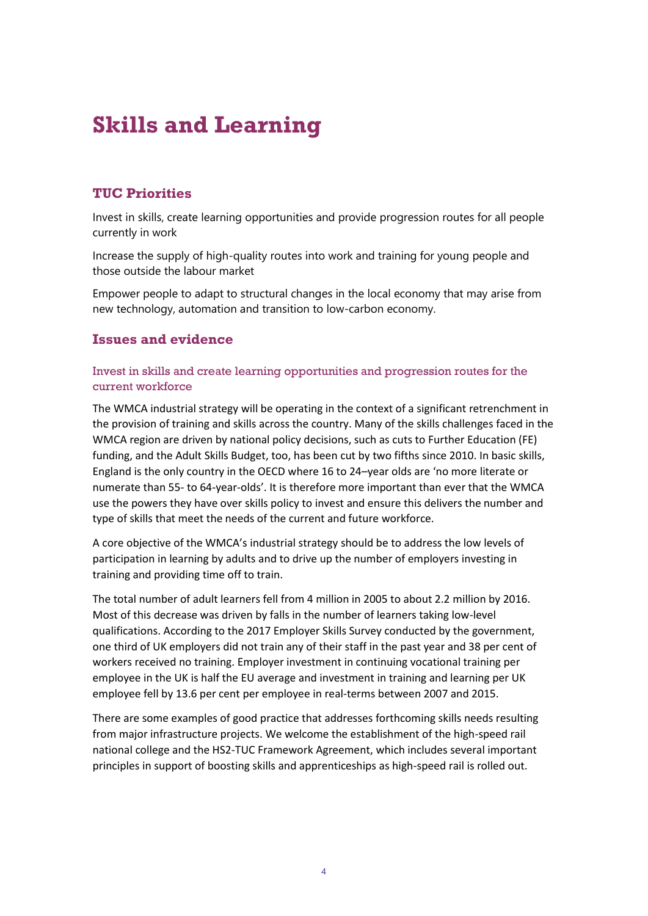# Skills and Learning

## TUC Priorities

Invest in skills, create learning opportunities and provide progression routes for all people currently in work

Increase the supply of high-quality routes into work and training for young people and those outside the labour market

Empower people to adapt to structural changes in the local economy that may arise from new technology, automation and transition to low-carbon economy.

## Issues and evidence

### Invest in skills and create learning opportunities and progression routes for the current workforce

The WMCA industrial strategy will be operating in the context of a significant retrenchment in the provision of training and skills across the country. Many of the skills challenges faced in the WMCA region are driven by national policy decisions, such as cuts to Further Education (FE) funding, and the Adult Skills Budget, too, has been cut by two fifths since 2010. In basic skills, England is the only country in the OECD where 16 to 24–year olds are 'no more literate or numerate than 55- to 64-year-olds'. It is therefore more important than ever that the WMCA use the powers they have over skills policy to invest and ensure this delivers the number and type of skills that meet the needs of the current and future workforce.

A core objective of the WMCA's industrial strategy should be to address the low levels of participation in learning by adults and to drive up the number of employers investing in training and providing time off to train.

The total number of adult learners fell from 4 million in 2005 to about 2.2 million by 2016. Most of this decrease was driven by falls in the number of learners taking low-level qualifications. According to the 2017 Employer Skills Survey conducted by the government, one third of UK employers did not train any of their staff in the past year and 38 per cent of workers received no training. Employer investment in continuing vocational training per employee in the UK is half the EU average and investment in training and learning per UK employee fell by 13.6 per cent per employee in real-terms between 2007 and 2015.

There are some examples of good practice that addresses forthcoming skills needs resulting from major infrastructure projects. We welcome the establishment of the high-speed rail national college and the HS2-TUC Framework Agreement, which includes several important principles in support of boosting skills and apprenticeships as high-speed rail is rolled out.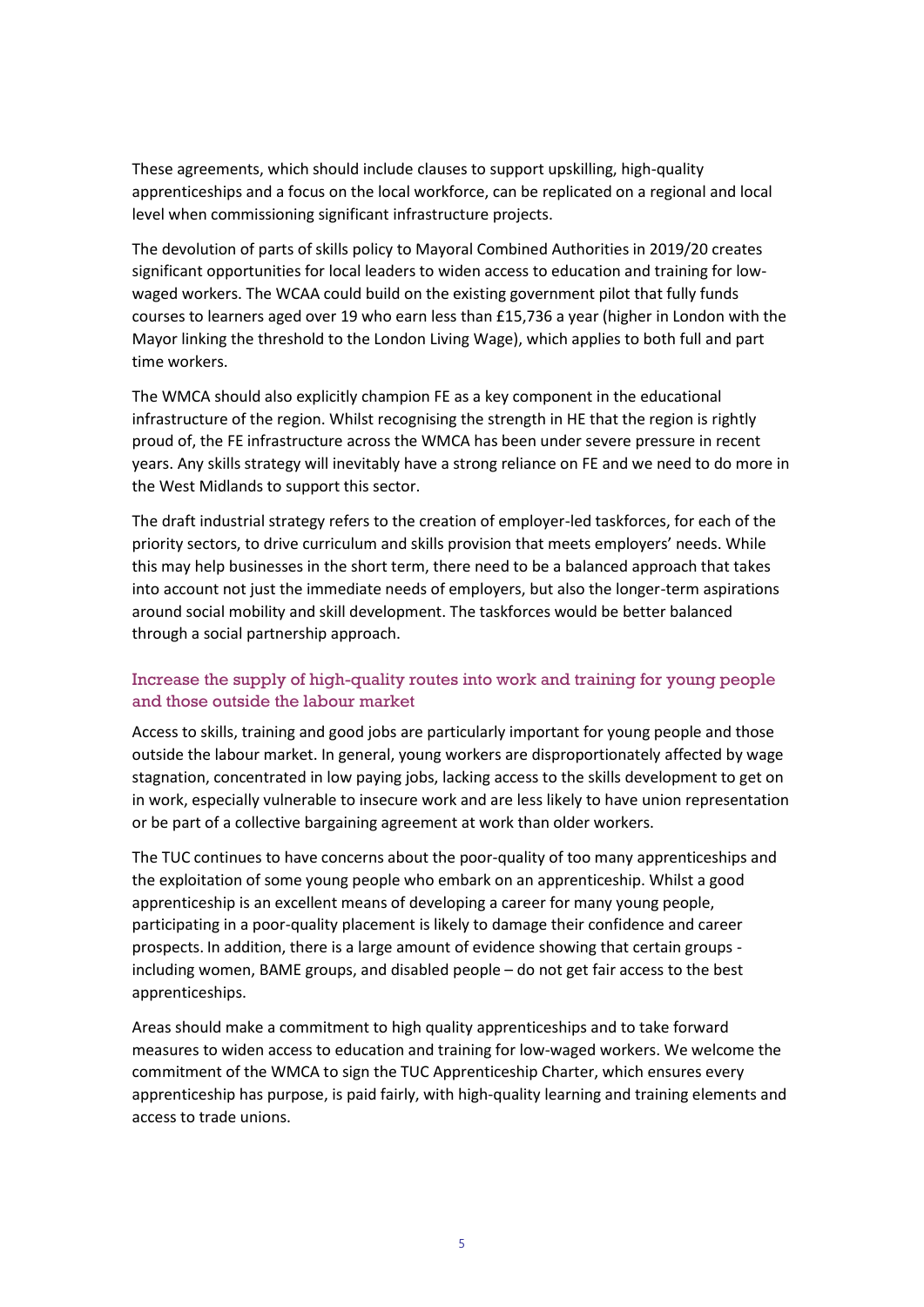These agreements, which should include clauses to support upskilling, high-quality apprenticeships and a focus on the local workforce, can be replicated on a regional and local level when commissioning significant infrastructure projects.

The devolution of parts of skills policy to Mayoral Combined Authorities in 2019/20 creates significant opportunities for local leaders to widen access to education and training for low-waged workers. The WCAA could build on the existing government pilot that fully funds courses to learners aged over 19 who earn less than £15,736 a year (higher in London with the Mayor linking the threshold to the London Living Wage), which applies to both full and part time workers.

The WMCA should also explicitly champion FE as a key component in the educational infrastructure of the region. Whilst recognising the strength in HE that the region is rightly proud of, the FE infrastructure across the WMCA has been under severe pressure in recent years. Any skills strategy will inevitably have a strong reliance on FE and we need to do more in the West Midlands to support this sector.

The draft industrial strategy refers to the creation of employer-led taskforces, for each of the priority sectors, to drive curriculum and skills provision that meets employers' needs. While this may help businesses in the short term, there need to be a balanced approach that takes into account not just the immediate needs of employers, but also the longer-term aspirations around social mobility and skill development. The taskforces would be better balanced through a social partnership approach.

### Increase the supply of high-quality routes into work and training for young people and those outside the labour market

Access to skills, training and good jobs are particularly important for young people and those outside the labour market. In general, young workers are disproportionately affected by wage stagnation, concentrated in low paying jobs, lacking access to the skills development to get on in work, especially vulnerable to insecure work and are less likely to have union representation or be part of a collective bargaining agreement at work than older workers.

The TUC continues to have concerns about the poor-quality of too many apprenticeships and the exploitation of some young people who embark on an apprenticeship. Whilst a good apprenticeship is an excellent means of developing a career for many young people, participating in a poor-quality placement is likely to damage their confidence and career prospects. In addition, there is a large amount of evidence showing that certain groups - including women, BAME groups, and disabled people – do not get fair access to the best apprenticeships.

Areas should make a commitment to high quality apprenticeships and to take forward measures to widen access to education and training for low-waged workers. We welcome the commitment of the WMCA to sign the TUC Apprenticeship Charter, which ensures every apprenticeship has purpose, is paid fairly, with high-quality learning and training elements and access to trade unions.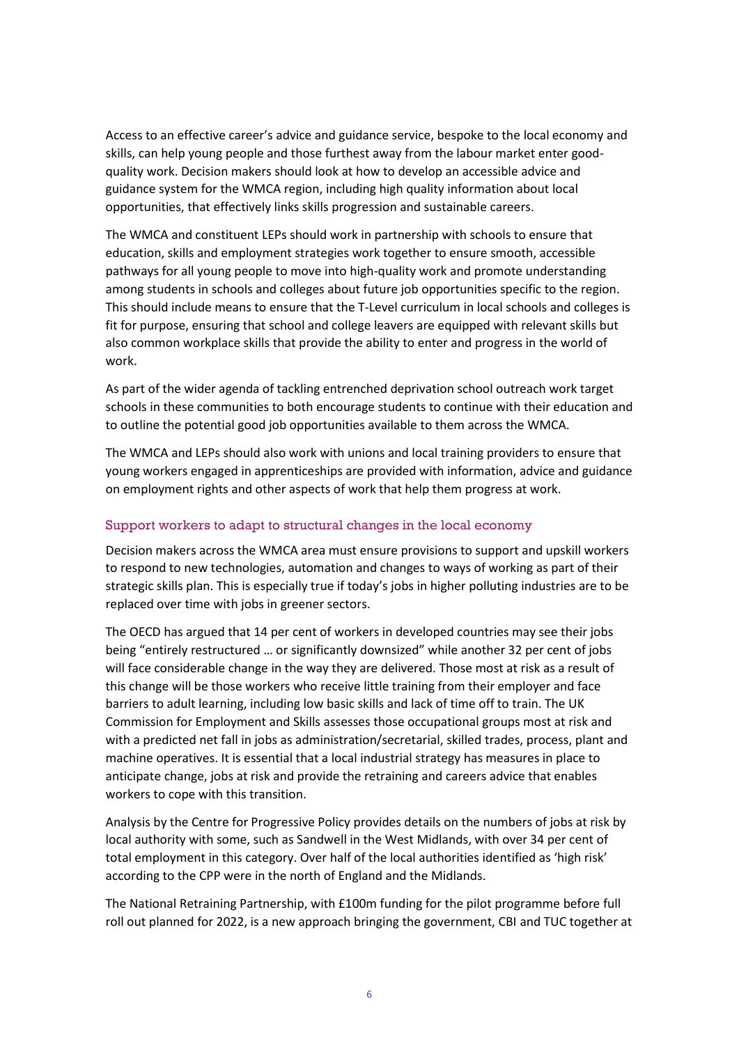Access to an effective career's advice and guidance service, bespoke to the local economy and skills, can help young people and those furthest away from the labour market enter good-quality work. Decision makers should look at how to develop an accessible advice and guidance system for the WMCA region, including high quality information about local opportunities, that effectively links skills progression and sustainable careers.

The WMCA and constituent LEPs should work in partnership with schools to ensure that education, skills and employment strategies work together to ensure smooth, accessible pathways for all young people to move into high-quality work and promote understanding among students in schools and colleges about future job opportunities specific to the region. This should include means to ensure that the T-Level curriculum in local schools and colleges is fit for purpose, ensuring that school and college leavers are equipped with relevant skills but also common workplace skills that provide the ability to enter and progress in the world of work.

As part of the wider agenda of tackling entrenched deprivation school outreach work target schools in these communities to both encourage students to continue with their education and to outline the potential good job opportunities available to them across the WMCA.

The WMCA and LEPs should also work with unions and local training providers to ensure that young workers engaged in apprenticeships are provided with information, advice and guidance on employment rights and other aspects of work that help them progress at work.

### Support workers to adapt to structural changes in the local economy

Decision makers across the WMCA area must ensure provisions to support and upskill workers to respond to new technologies, automation and changes to ways of working as part of their strategic skills plan. This is especially true if today's jobs in higher polluting industries are to be replaced over time with jobs in greener sectors.

The OECD has argued that 14 per cent of workers in developed countries may see their jobs being "entirely restructured … or significantly downsized" while another 32 per cent of jobs will face considerable change in the way they are delivered. Those most at risk as a result of this change will be those workers who receive little training from their employer and face barriers to adult learning, including low basic skills and lack of time off to train. The UK Commission for Employment and Skills assesses those occupational groups most at risk and with a predicted net fall in jobs as administration/secretarial, skilled trades, process, plant and machine operatives. It is essential that a local industrial strategy has measures in place to anticipate change, jobs at risk and provide the retraining and careers advice that enables workers to cope with this transition.

Analysis by the Centre for Progressive Policy provides details on the numbers of jobs at risk by local authority with some, such as Sandwell in the West Midlands, with over 34 per cent of total employment in this category. Over half of the local authorities identified as 'high risk' according to the CPP were in the north of England and the Midlands.

The National Retraining Partnership, with £100m funding for the pilot programme before full roll out planned for 2022, is a new approach bringing the government, CBI and TUC together at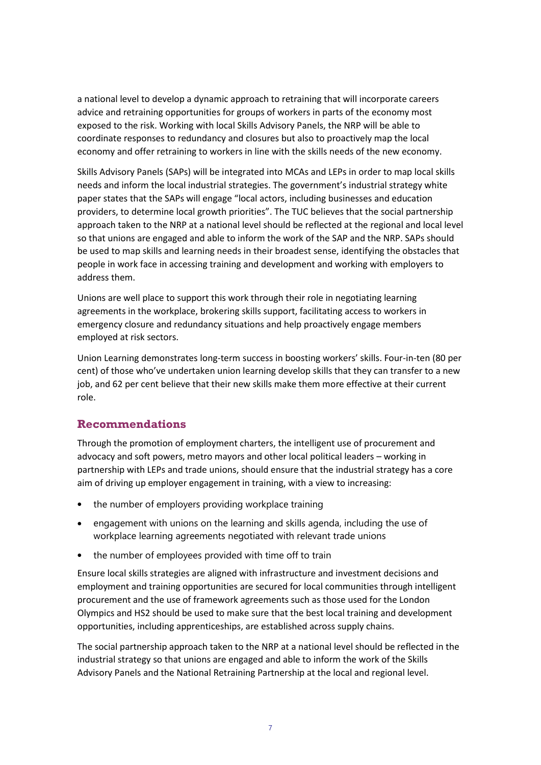a national level to develop a dynamic approach to retraining that will incorporate careers advice and retraining opportunities for groups of workers in parts of the economy most exposed to the risk. Working with local Skills Advisory Panels, the NRP will be able to coordinate responses to redundancy and closures but also to proactively map the local economy and offer retraining to workers in line with the skills needs of the new economy.

Skills Advisory Panels (SAPs) will be integrated into MCAs and LEPs in order to map local skills needs and inform the local industrial strategies. The government's industrial strategy white paper states that the SAPs will engage "local actors, including businesses and education providers, to determine local growth priorities". The TUC believes that the social partnership approach taken to the NRP at a national level should be reflected at the regional and local level so that unions are engaged and able to inform the work of the SAP and the NRP. SAPs should be used to map skills and learning needs in their broadest sense, identifying the obstacles that people in work face in accessing training and development and working with employers to address them.

Unions are well place to support this work through their role in negotiating learning agreements in the workplace, brokering skills support, facilitating access to workers in emergency closure and redundancy situations and help proactively engage members employed at risk sectors.

Union Learning demonstrates long-term success in boosting workers' skills. Four-in-ten (80 per cent) of those who've undertaken union learning develop skills that they can transfer to a new job, and 62 per cent believe that their new skills make them more effective at their current role.

## Recommendations

Through the promotion of employment charters, the intelligent use of procurement and advocacy and soft powers, metro mayors and other local political leaders – working in partnership with LEPs and trade unions, should ensure that the industrial strategy has a core aim of driving up employer engagement in training, with a view to increasing:

- the number of employers providing workplace training
- engagement with unions on the learning and skills agenda, including the use of workplace learning agreements negotiated with relevant trade unions
- the number of employees provided with time off to train

Ensure local skills strategies are aligned with infrastructure and investment decisions and employment and training opportunities are secured for local communities through intelligent procurement and the use of framework agreements such as those used for the London Olympics and HS2 should be used to make sure that the best local training and development opportunities, including apprenticeships, are established across supply chains.

The social partnership approach taken to the NRP at a national level should be reflected in the industrial strategy so that unions are engaged and able to inform the work of the Skills Advisory Panels and the National Retraining Partnership at the local and regional level.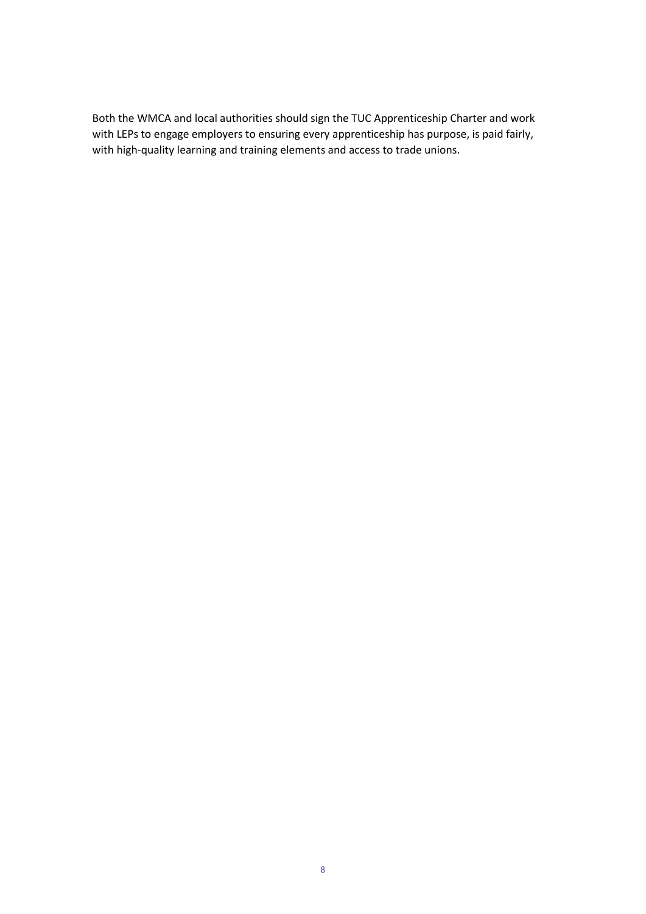Both the WMCA and local authorities should sign the TUC Apprenticeship Charter and work with LEPs to engage employers to ensuring every apprenticeship has purpose, is paid fairly, with high-quality learning and training elements and access to trade unions.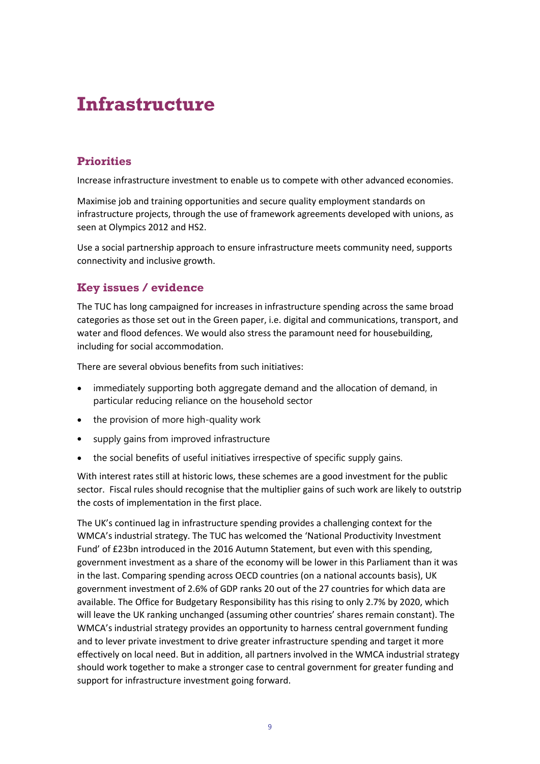# Infrastructure

## Priorities

Increase infrastructure investment to enable us to compete with other advanced economies.

Maximise job and training opportunities and secure quality employment standards on infrastructure projects, through the use of framework agreements developed with unions, as seen at Olympics 2012 and HS2.

Use a social partnership approach to ensure infrastructure meets community need, supports connectivity and inclusive growth.

## Key issues / evidence

The TUC has long campaigned for increases in infrastructure spending across the same broad categories as those set out in the Green paper, i.e. digital and communications, transport, and water and flood defences. We would also stress the paramount need for housebuilding, including for social accommodation.

There are several obvious benefits from such initiatives:

- immediately supporting both aggregate demand and the allocation of demand, in particular reducing reliance on the household sector
- the provision of more high-quality work
- supply gains from improved infrastructure
- the social benefits of useful initiatives irrespective of specific supply gains.

With interest rates still at historic lows, these schemes are a good investment for the public sector. Fiscal rules should recognise that the multiplier gains of such work are likely to outstrip the costs of implementation in the first place.

The UK's continued lag in infrastructure spending provides a challenging context for the WMCA's industrial strategy. The TUC has welcomed the 'National Productivity Investment Fund' of £23bn introduced in the 2016 Autumn Statement, but even with this spending, government investment as a share of the economy will be lower in this Parliament than it was in the last. Comparing spending across OECD countries (on a national accounts basis), UK government investment of 2.6% of GDP ranks 20 out of the 27 countries for which data are available. The Office for Budgetary Responsibility has this rising to only 2.7% by 2020, which will leave the UK ranking unchanged (assuming other countries' shares remain constant). The WMCA's industrial strategy provides an opportunity to harness central government funding and to lever private investment to drive greater infrastructure spending and target it more effectively on local need. But in addition, all partners involved in the WMCA industrial strategy should work together to make a stronger case to central government for greater funding and support for infrastructure investment going forward.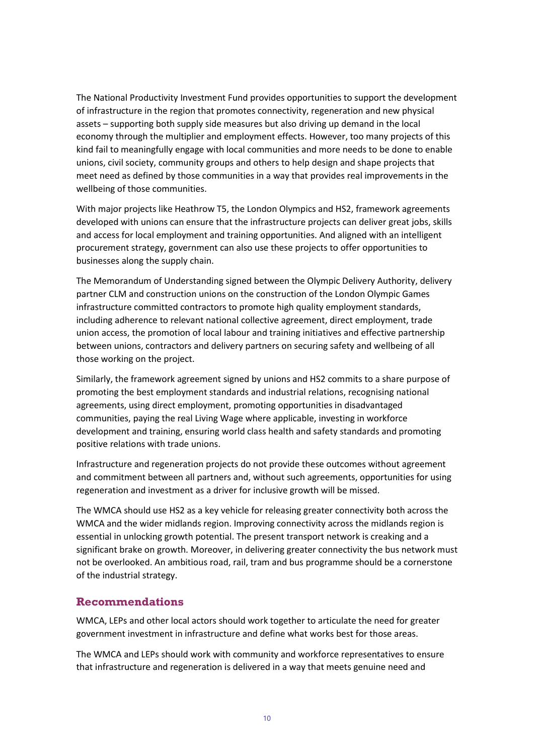The National Productivity Investment Fund provides opportunities to support the development of infrastructure in the region that promotes connectivity, regeneration and new physical assets – supporting both supply side measures but also driving up demand in the local economy through the multiplier and employment effects. However, too many projects of this kind fail to meaningfully engage with local communities and more needs to be done to enable unions, civil society, community groups and others to help design and shape projects that meet need as defined by those communities in a way that provides real improvements in the wellbeing of those communities.

With major projects like Heathrow T5, the London Olympics and HS2, framework agreements developed with unions can ensure that the infrastructure projects can deliver great jobs, skills and access for local employment and training opportunities. And aligned with an intelligent procurement strategy, government can also use these projects to offer opportunities to businesses along the supply chain.

The Memorandum of Understanding signed between the Olympic Delivery Authority, delivery partner CLM and construction unions on the construction of the London Olympic Games infrastructure committed contractors to promote high quality employment standards, including adherence to relevant national collective agreement, direct employment, trade union access, the promotion of local labour and training initiatives and effective partnership between unions, contractors and delivery partners on securing safety and wellbeing of all those working on the project.

Similarly, the framework agreement signed by unions and HS2 commits to a share purpose of promoting the best employment standards and industrial relations, recognising national agreements, using direct employment, promoting opportunities in disadvantaged communities, paying the real Living Wage where applicable, investing in workforce development and training, ensuring world class health and safety standards and promoting positive relations with trade unions.

Infrastructure and regeneration projects do not provide these outcomes without agreement and commitment between all partners and, without such agreements, opportunities for using regeneration and investment as a driver for inclusive growth will be missed.

The WMCA should use HS2 as a key vehicle for releasing greater connectivity both across the WMCA and the wider midlands region. Improving connectivity across the midlands region is essential in unlocking growth potential. The present transport network is creaking and a significant brake on growth. Moreover, in delivering greater connectivity the bus network must not be overlooked. An ambitious road, rail, tram and bus programme should be a cornerstone of the industrial strategy.

## Recommendations

WMCA, LEPs and other local actors should work together to articulate the need for greater government investment in infrastructure and define what works best for those areas.

The WMCA and LEPs should work with community and workforce representatives to ensure that infrastructure and regeneration is delivered in a way that meets genuine need and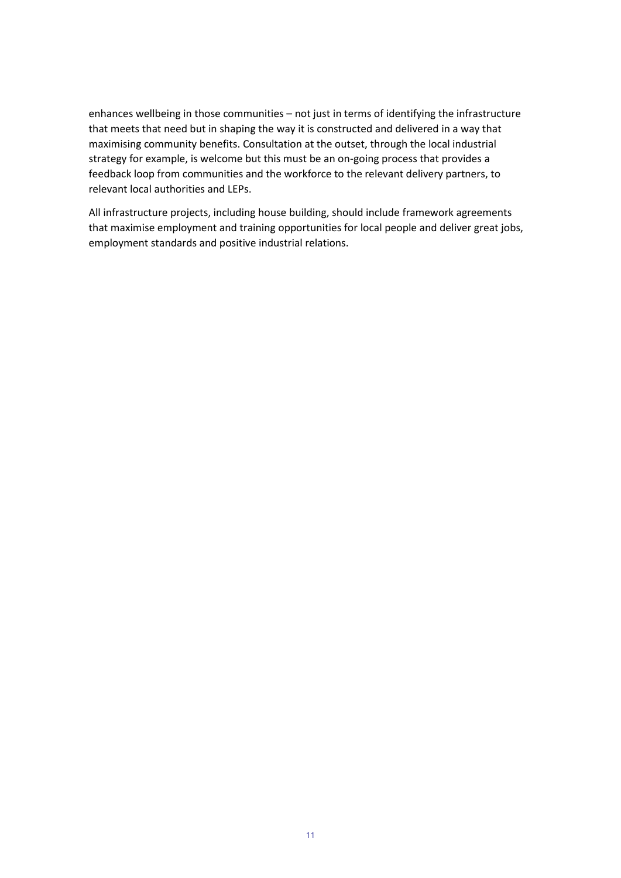enhances wellbeing in those communities – not just in terms of identifying the infrastructure that meets that need but in shaping the way it is constructed and delivered in a way that maximising community benefits. Consultation at the outset, through the local industrial strategy for example, is welcome but this must be an on-going process that provides a feedback loop from communities and the workforce to the relevant delivery partners, to relevant local authorities and LEPs.

All infrastructure projects, including house building, should include framework agreements that maximise employment and training opportunities for local people and deliver great jobs, employment standards and positive industrial relations.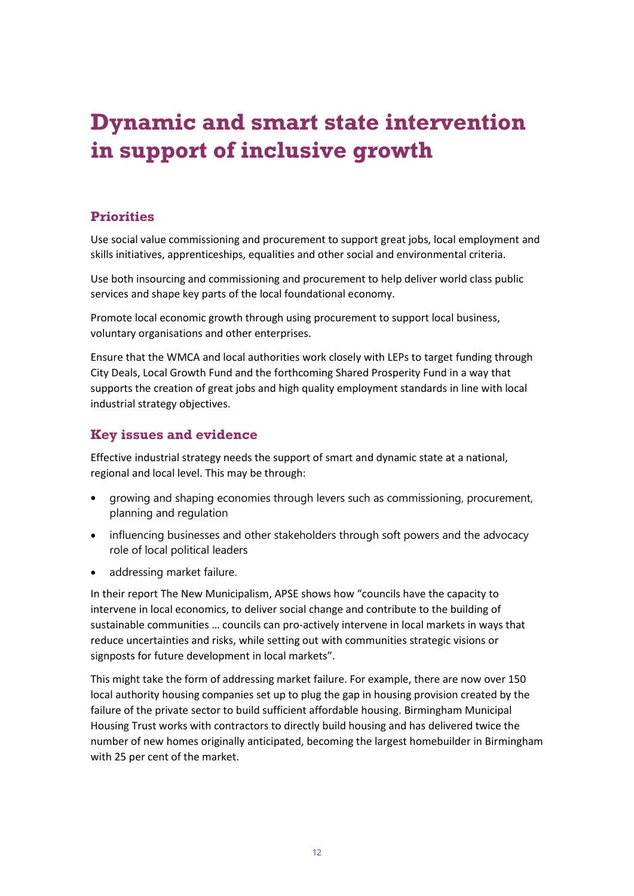# Dynamic and smart state intervention in support of inclusive growth

## Priorities

Use social value commissioning and procurement to support great jobs, local employment and skills initiatives, apprenticeships, equalities and other social and environmental criteria.

Use both insourcing and commissioning and procurement to help deliver world class public services and shape key parts of the local foundational economy.

Promote local economic growth through using procurement to support local business, voluntary organisations and other enterprises.

Ensure that the WMCA and local authorities work closely with LEPs to target funding through City Deals, Local Growth Fund and the forthcoming Shared Prosperity Fund in a way that supports the creation of great jobs and high quality employment standards in line with local industrial strategy objectives.

## Key issues and evidence

Effective industrial strategy needs the support of smart and dynamic state at a national, regional and local level. This may be through:

- growing and shaping economies through levers such as commissioning, procurement, planning and regulation
- influencing businesses and other stakeholders through soft powers and the advocacy role of local political leaders
- addressing market failure.

In their report The New Municipalism, APSE shows how "councils have the capacity to intervene in local economics, to deliver social change and contribute to the building of sustainable communities … councils can pro-actively intervene in local markets in ways that reduce uncertainties and risks, while setting out with communities strategic visions or signposts for future development in local markets".

This might take the form of addressing market failure. For example, there are now over 150 local authority housing companies set up to plug the gap in housing provision created by the failure of the private sector to build sufficient affordable housing. Birmingham Municipal Housing Trust works with contractors to directly build housing and has delivered twice the number of new homes originally anticipated, becoming the largest homebuilder in Birmingham with 25 per cent of the market.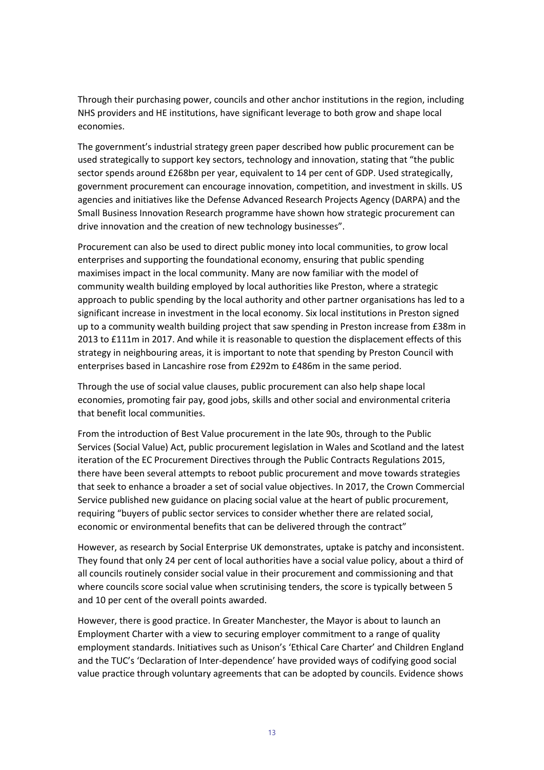Through their purchasing power, councils and other anchor institutions in the region, including NHS providers and HE institutions, have significant leverage to both grow and shape local economies.

The government's industrial strategy green paper described how public procurement can be used strategically to support key sectors, technology and innovation, stating that "the public sector spends around £268bn per year, equivalent to 14 per cent of GDP. Used strategically, government procurement can encourage innovation, competition, and investment in skills. US agencies and initiatives like the Defense Advanced Research Projects Agency (DARPA) and the Small Business Innovation Research programme have shown how strategic procurement can drive innovation and the creation of new technology businesses".

Procurement can also be used to direct public money into local communities, to grow local enterprises and supporting the foundational economy, ensuring that public spending maximises impact in the local community. Many are now familiar with the model of community wealth building employed by local authorities like Preston, where a strategic approach to public spending by the local authority and other partner organisations has led to a significant increase in investment in the local economy. Six local institutions in Preston signed up to a community wealth building project that saw spending in Preston increase from £38m in 2013 to £111m in 2017. And while it is reasonable to question the displacement effects of this strategy in neighbouring areas, it is important to note that spending by Preston Council with enterprises based in Lancashire rose from £292m to £486m in the same period.

Through the use of social value clauses, public procurement can also help shape local economies, promoting fair pay, good jobs, skills and other social and environmental criteria that benefit local communities.

From the introduction of Best Value procurement in the late 90s, through to the Public Services (Social Value) Act, public procurement legislation in Wales and Scotland and the latest iteration of the EC Procurement Directives through the Public Contracts Regulations 2015, there have been several attempts to reboot public procurement and move towards strategies that seek to enhance a broader a set of social value objectives. In 2017, the Crown Commercial Service published new guidance on placing social value at the heart of public procurement, requiring "buyers of public sector services to consider whether there are related social, economic or environmental benefits that can be delivered through the contract"

However, as research by Social Enterprise UK demonstrates, uptake is patchy and inconsistent. They found that only 24 per cent of local authorities have a social value policy, about a third of all councils routinely consider social value in their procurement and commissioning and that where councils score social value when scrutinising tenders, the score is typically between 5 and 10 per cent of the overall points awarded.

However, there is good practice. In Greater Manchester, the Mayor is about to launch an Employment Charter with a view to securing employer commitment to a range of quality employment standards. Initiatives such as Unison's 'Ethical Care Charter' and Children England and the TUC's 'Declaration of Inter-dependence' have provided ways of codifying good social value practice through voluntary agreements that can be adopted by councils. Evidence shows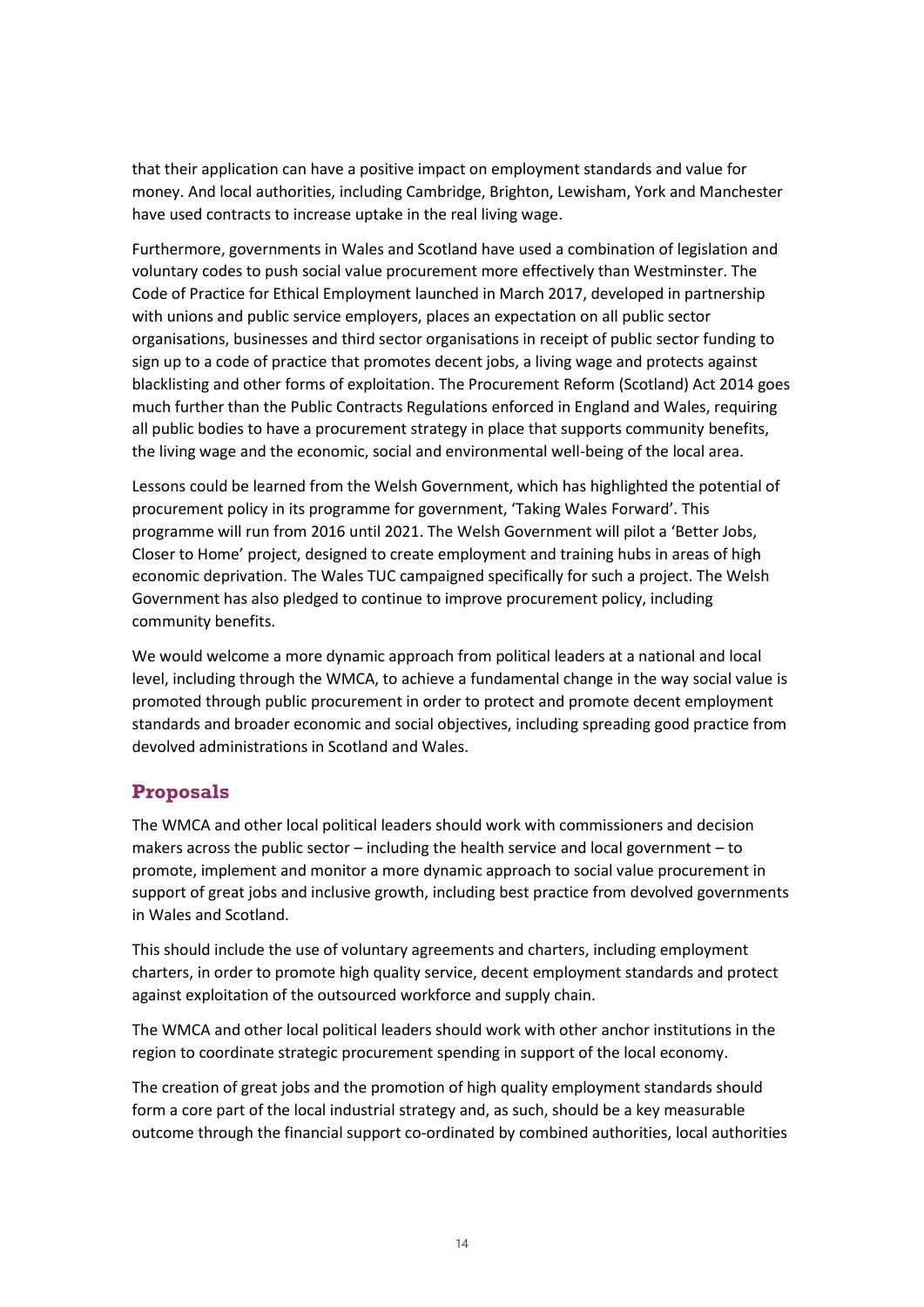that their application can have a positive impact on employment standards and value for money. And local authorities, including Cambridge, Brighton, Lewisham, York and Manchester have used contracts to increase uptake in the real living wage.

Furthermore, governments in Wales and Scotland have used a combination of legislation and voluntary codes to push social value procurement more effectively than Westminster. The Code of Practice for Ethical Employment launched in March 2017, developed in partnership with unions and public service employers, places an expectation on all public sector organisations, businesses and third sector organisations in receipt of public sector funding to sign up to a code of practice that promotes decent jobs, a living wage and protects against blacklisting and other forms of exploitation. The Procurement Reform (Scotland) Act 2014 goes much further than the Public Contracts Regulations enforced in England and Wales, requiring all public bodies to have a procurement strategy in place that supports community benefits, the living wage and the economic, social and environmental well-being of the local area.

Lessons could be learned from the Welsh Government, which has highlighted the potential of procurement policy in its programme for government, 'Taking Wales Forward'. This programme will run from 2016 until 2021. The Welsh Government will pilot a 'Better Jobs, Closer to Home' project, designed to create employment and training hubs in areas of high economic deprivation. The Wales TUC campaigned specifically for such a project. The Welsh Government has also pledged to continue to improve procurement policy, including community benefits.

We would welcome a more dynamic approach from political leaders at a national and local level, including through the WMCA, to achieve a fundamental change in the way social value is promoted through public procurement in order to protect and promote decent employment standards and broader economic and social objectives, including spreading good practice from devolved administrations in Scotland and Wales.

## Proposals

The WMCA and other local political leaders should work with commissioners and decision makers across the public sector – including the health service and local government – to promote, implement and monitor a more dynamic approach to social value procurement in support of great jobs and inclusive growth, including best practice from devolved governments in Wales and Scotland.

This should include the use of voluntary agreements and charters, including employment charters, in order to promote high quality service, decent employment standards and protect against exploitation of the outsourced workforce and supply chain.

The WMCA and other local political leaders should work with other anchor institutions in the region to coordinate strategic procurement spending in support of the local economy.

The creation of great jobs and the promotion of high quality employment standards should form a core part of the local industrial strategy and, as such, should be a key measurable outcome through the financial support co-ordinated by combined authorities, local authorities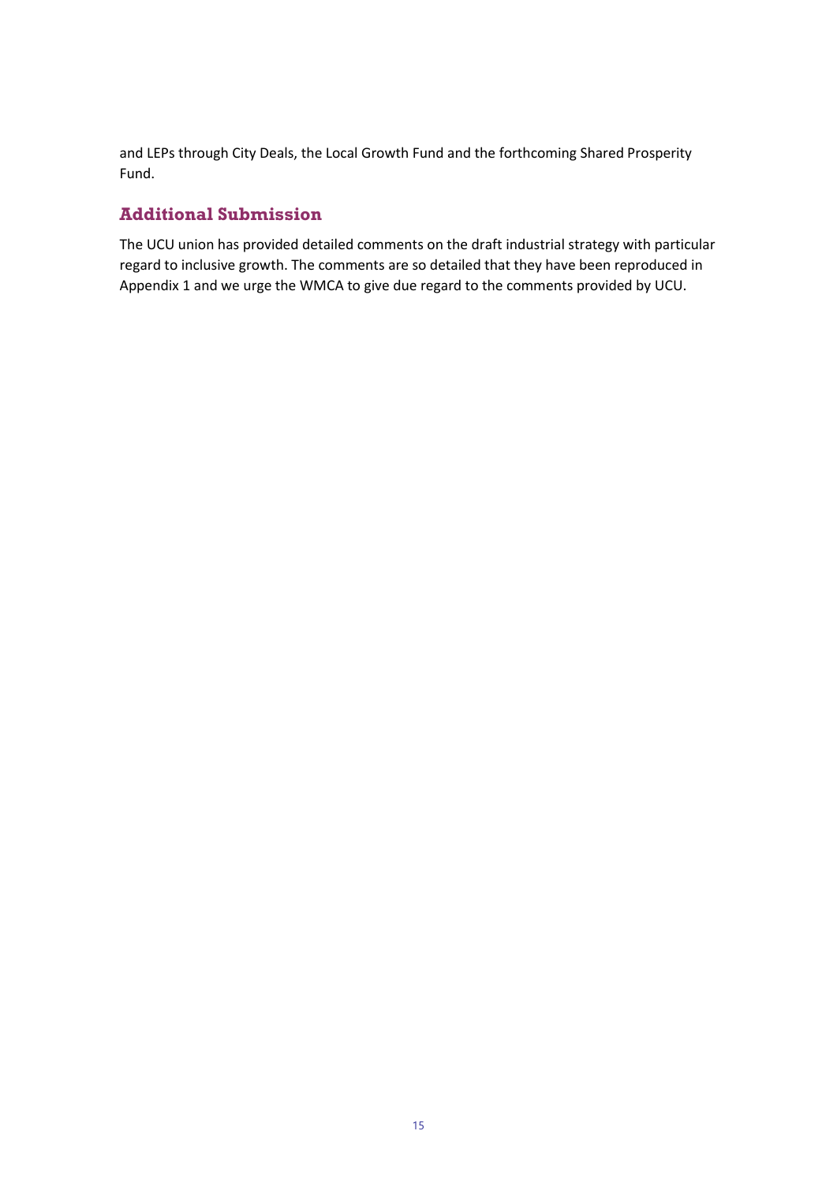and LEPs through City Deals, the Local Growth Fund and the forthcoming Shared Prosperity Fund.

## Additional Submission

The UCU union has provided detailed comments on the draft industrial strategy with particular regard to inclusive growth. The comments are so detailed that they have been reproduced in Appendix 1 and we urge the WMCA to give due regard to the comments provided by UCU.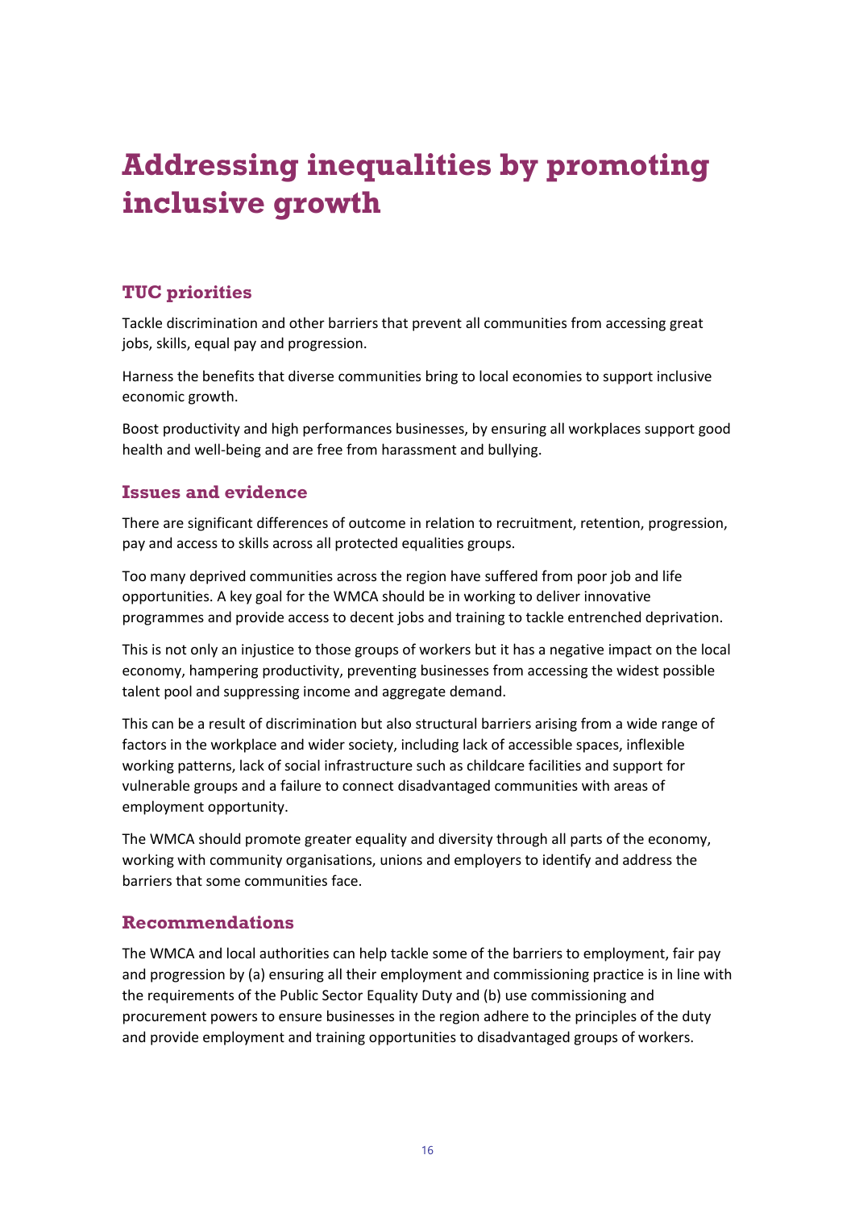# Addressing inequalities by promoting inclusive growth

## TUC priorities

Tackle discrimination and other barriers that prevent all communities from accessing great jobs, skills, equal pay and progression.

Harness the benefits that diverse communities bring to local economies to support inclusive economic growth.

Boost productivity and high performances businesses, by ensuring all workplaces support good health and well-being and are free from harassment and bullying.

## Issues and evidence

There are significant differences of outcome in relation to recruitment, retention, progression, pay and access to skills across all protected equalities groups.

Too many deprived communities across the region have suffered from poor job and life opportunities. A key goal for the WMCA should be in working to deliver innovative programmes and provide access to decent jobs and training to tackle entrenched deprivation.

This is not only an injustice to those groups of workers but it has a negative impact on the local economy, hampering productivity, preventing businesses from accessing the widest possible talent pool and suppressing income and aggregate demand.

This can be a result of discrimination but also structural barriers arising from a wide range of factors in the workplace and wider society, including lack of accessible spaces, inflexible working patterns, lack of social infrastructure such as childcare facilities and support for vulnerable groups and a failure to connect disadvantaged communities with areas of employment opportunity.

The WMCA should promote greater equality and diversity through all parts of the economy, working with community organisations, unions and employers to identify and address the barriers that some communities face.

## Recommendations

The WMCA and local authorities can help tackle some of the barriers to employment, fair pay and progression by (a) ensuring all their employment and commissioning practice is in line with the requirements of the Public Sector Equality Duty and (b) use commissioning and procurement powers to ensure businesses in the region adhere to the principles of the duty and provide employment and training opportunities to disadvantaged groups of workers.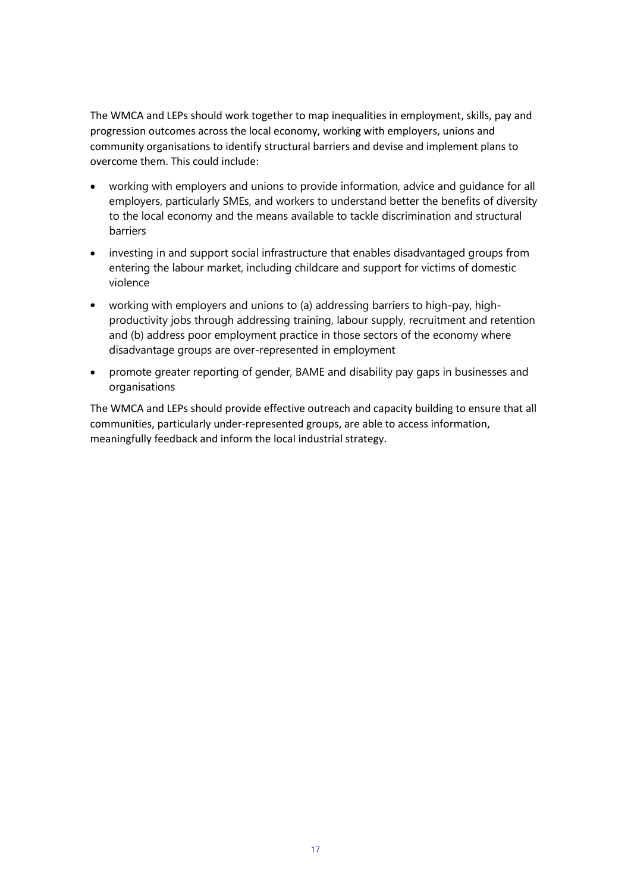The WMCA and LEPs should work together to map inequalities in employment, skills, pay and progression outcomes across the local economy, working with employers, unions and community organisations to identify structural barriers and devise and implement plans to overcome them. This could include:

- working with employers and unions to provide information, advice and guidance for all employers, particularly SMEs, and workers to understand better the benefits of diversity to the local economy and the means available to tackle discrimination and structural barriers
- investing in and support social infrastructure that enables disadvantaged groups from entering the labour market, including childcare and support for victims of domestic violence
- working with employers and unions to (a) addressing barriers to high-pay, high-productivity jobs through addressing training, labour supply, recruitment and retention and (b) address poor employment practice in those sectors of the economy where disadvantage groups are over-represented in employment
- promote greater reporting of gender, BAME and disability pay gaps in businesses and organisations

The WMCA and LEPs should provide effective outreach and capacity building to ensure that all communities, particularly under-represented groups, are able to access information, meaningfully feedback and inform the local industrial strategy.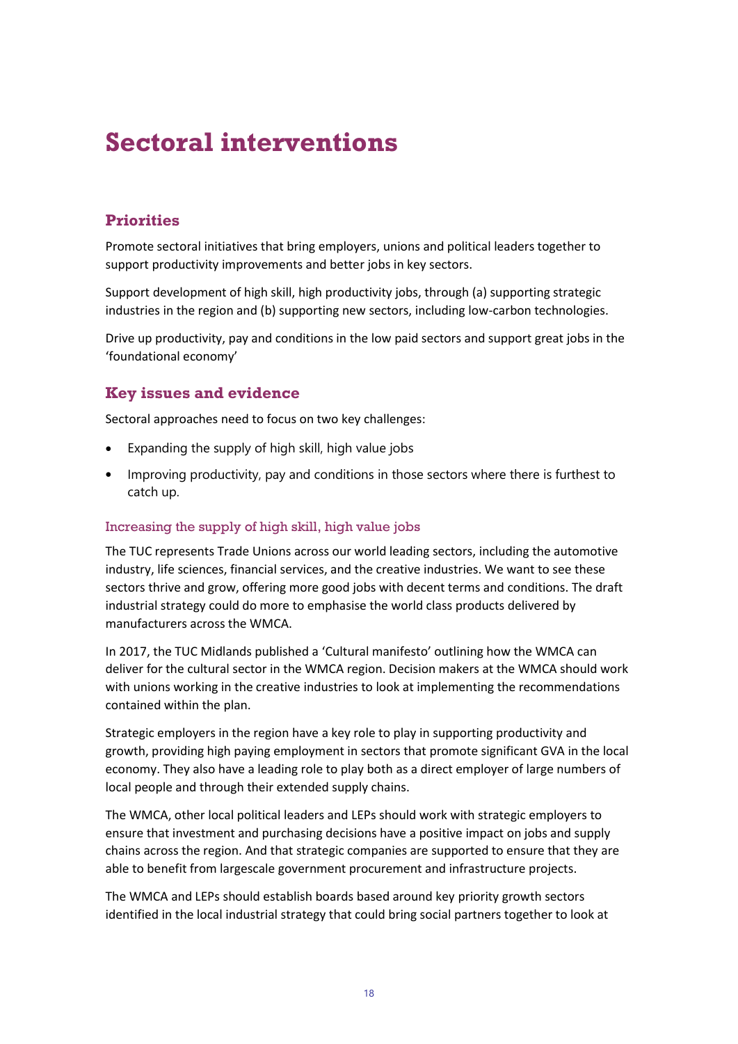# Sectoral interventions

## Priorities

Promote sectoral initiatives that bring employers, unions and political leaders together to support productivity improvements and better jobs in key sectors.

Support development of high skill, high productivity jobs, through (a) supporting strategic industries in the region and (b) supporting new sectors, including low-carbon technologies.

Drive up productivity, pay and conditions in the low paid sectors and support great jobs in the 'foundational economy'

## Key issues and evidence

Sectoral approaches need to focus on two key challenges:

- Expanding the supply of high skill, high value jobs
- Improving productivity, pay and conditions in those sectors where there is furthest to catch up.

### Increasing the supply of high skill, high value jobs

The TUC represents Trade Unions across our world leading sectors, including the automotive industry, life sciences, financial services, and the creative industries. We want to see these sectors thrive and grow, offering more good jobs with decent terms and conditions. The draft industrial strategy could do more to emphasise the world class products delivered by manufacturers across the WMCA.

In 2017, the TUC Midlands published a 'Cultural manifesto' outlining how the WMCA can deliver for the cultural sector in the WMCA region. Decision makers at the WMCA should work with unions working in the creative industries to look at implementing the recommendations contained within the plan.

Strategic employers in the region have a key role to play in supporting productivity and growth, providing high paying employment in sectors that promote significant GVA in the local economy. They also have a leading role to play both as a direct employer of large numbers of local people and through their extended supply chains.

The WMCA, other local political leaders and LEPs should work with strategic employers to ensure that investment and purchasing decisions have a positive impact on jobs and supply chains across the region. And that strategic companies are supported to ensure that they are able to benefit from largescale government procurement and infrastructure projects.

The WMCA and LEPs should establish boards based around key priority growth sectors identified in the local industrial strategy that could bring social partners together to look at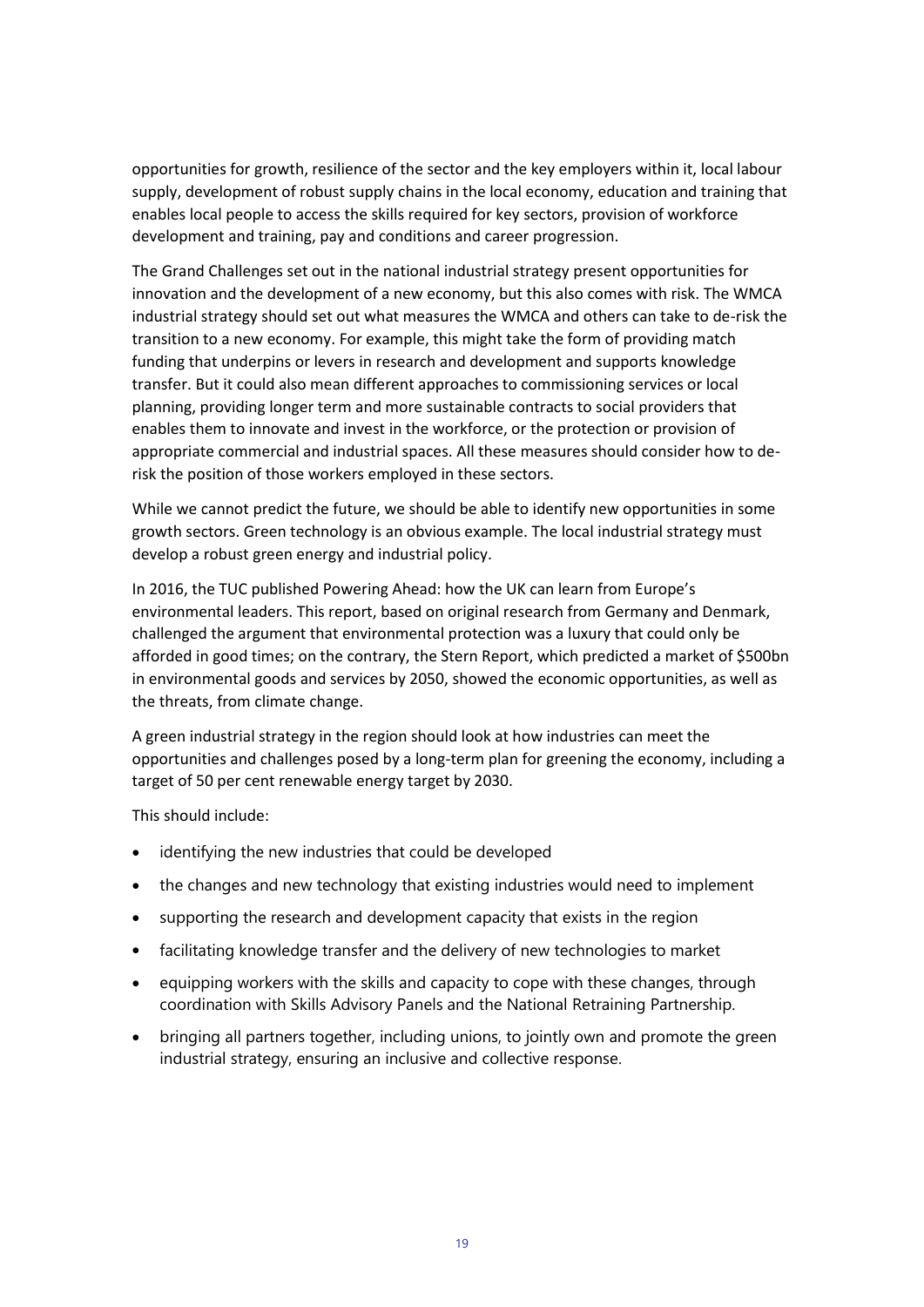opportunities for growth, resilience of the sector and the key employers within it, local labour supply, development of robust supply chains in the local economy, education and training that enables local people to access the skills required for key sectors, provision of workforce development and training, pay and conditions and career progression.

The Grand Challenges set out in the national industrial strategy present opportunities for innovation and the development of a new economy, but this also comes with risk. The WMCA industrial strategy should set out what measures the WMCA and others can take to de-risk the transition to a new economy. For example, this might take the form of providing match funding that underpins or levers in research and development and supports knowledge transfer. But it could also mean different approaches to commissioning services or local planning, providing longer term and more sustainable contracts to social providers that enables them to innovate and invest in the workforce, or the protection or provision of appropriate commercial and industrial spaces. All these measures should consider how to de-risk the position of those workers employed in these sectors.

While we cannot predict the future, we should be able to identify new opportunities in some growth sectors. Green technology is an obvious example. The local industrial strategy must develop a robust green energy and industrial policy.

In 2016, the TUC published Powering Ahead: how the UK can learn from Europe's environmental leaders. This report, based on original research from Germany and Denmark, challenged the argument that environmental protection was a luxury that could only be afforded in good times; on the contrary, the Stern Report, which predicted a market of $500bn in environmental goods and services by 2050, showed the economic opportunities, as well as the threats, from climate change.

A green industrial strategy in the region should look at how industries can meet the opportunities and challenges posed by a long-term plan for greening the economy, including a target of 50 per cent renewable energy target by 2030.

This should include:

- identifying the new industries that could be developed
- the changes and new technology that existing industries would need to implement
- supporting the research and development capacity that exists in the region
- facilitating knowledge transfer and the delivery of new technologies to market
- equipping workers with the skills and capacity to cope with these changes, through coordination with Skills Advisory Panels and the National Retraining Partnership.
- bringing all partners together, including unions, to jointly own and promote the green industrial strategy, ensuring an inclusive and collective response.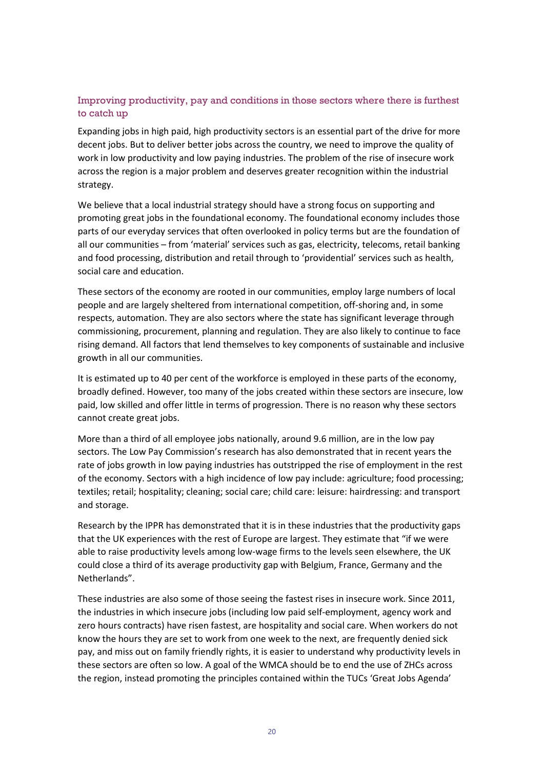### Improving productivity, pay and conditions in those sectors where there is furthest to catch up

Expanding jobs in high paid, high productivity sectors is an essential part of the drive for more decent jobs. But to deliver better jobs across the country, we need to improve the quality of work in low productivity and low paying industries. The problem of the rise of insecure work across the region is a major problem and deserves greater recognition within the industrial strategy.

We believe that a local industrial strategy should have a strong focus on supporting and promoting great jobs in the foundational economy. The foundational economy includes those parts of our everyday services that often overlooked in policy terms but are the foundation of all our communities – from 'material' services such as gas, electricity, telecoms, retail banking and food processing, distribution and retail through to 'providential' services such as health, social care and education.

These sectors of the economy are rooted in our communities, employ large numbers of local people and are largely sheltered from international competition, off-shoring and, in some respects, automation. They are also sectors where the state has significant leverage through commissioning, procurement, planning and regulation. They are also likely to continue to face rising demand. All factors that lend themselves to key components of sustainable and inclusive growth in all our communities.

It is estimated up to 40 per cent of the workforce is employed in these parts of the economy, broadly defined. However, too many of the jobs created within these sectors are insecure, low paid, low skilled and offer little in terms of progression. There is no reason why these sectors cannot create great jobs.

More than a third of all employee jobs nationally, around 9.6 million, are in the low pay sectors. The Low Pay Commission's research has also demonstrated that in recent years the rate of jobs growth in low paying industries has outstripped the rise of employment in the rest of the economy. Sectors with a high incidence of low pay include: agriculture; food processing; textiles; retail; hospitality; cleaning; social care; child care: leisure: hairdressing: and transport and storage.

Research by the IPPR has demonstrated that it is in these industries that the productivity gaps that the UK experiences with the rest of Europe are largest. They estimate that "if we were able to raise productivity levels among low-wage firms to the levels seen elsewhere, the UK could close a third of its average productivity gap with Belgium, France, Germany and the Netherlands".

These industries are also some of those seeing the fastest rises in insecure work. Since 2011, the industries in which insecure jobs (including low paid self-employment, agency work and zero hours contracts) have risen fastest, are hospitality and social care. When workers do not know the hours they are set to work from one week to the next, are frequently denied sick pay, and miss out on family friendly rights, it is easier to understand why productivity levels in these sectors are often so low. A goal of the WMCA should be to end the use of ZHCs across the region, instead promoting the principles contained within the TUCs 'Great Jobs Agenda'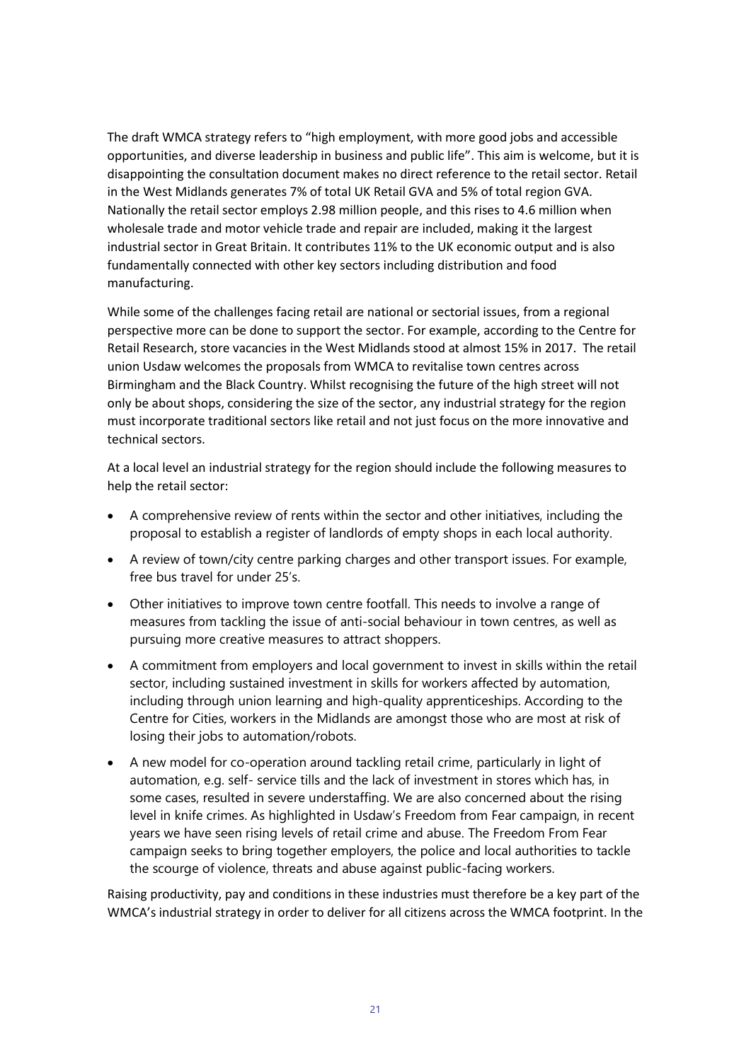The draft WMCA strategy refers to "high employment, with more good jobs and accessible opportunities, and diverse leadership in business and public life". This aim is welcome, but it is disappointing the consultation document makes no direct reference to the retail sector. Retail in the West Midlands generates 7% of total UK Retail GVA and 5% of total region GVA. Nationally the retail sector employs 2.98 million people, and this rises to 4.6 million when wholesale trade and motor vehicle trade and repair are included, making it the largest industrial sector in Great Britain. It contributes 11% to the UK economic output and is also fundamentally connected with other key sectors including distribution and food manufacturing.

While some of the challenges facing retail are national or sectorial issues, from a regional perspective more can be done to support the sector. For example, according to the Centre for Retail Research, store vacancies in the West Midlands stood at almost 15% in 2017. The retail union Usdaw welcomes the proposals from WMCA to revitalise town centres across Birmingham and the Black Country. Whilst recognising the future of the high street will not only be about shops, considering the size of the sector, any industrial strategy for the region must incorporate traditional sectors like retail and not just focus on the more innovative and technical sectors.

At a local level an industrial strategy for the region should include the following measures to help the retail sector:

- A comprehensive review of rents within the sector and other initiatives, including the proposal to establish a register of landlords of empty shops in each local authority.
- A review of town/city centre parking charges and other transport issues. For example, free bus travel for under 25's.
- Other initiatives to improve town centre footfall. This needs to involve a range of measures from tackling the issue of anti-social behaviour in town centres, as well as pursuing more creative measures to attract shoppers.
- A commitment from employers and local government to invest in skills within the retail sector, including sustained investment in skills for workers affected by automation, including through union learning and high-quality apprenticeships. According to the Centre for Cities, workers in the Midlands are amongst those who are most at risk of losing their jobs to automation/robots.
- A new model for co-operation around tackling retail crime, particularly in light of automation, e.g. self- service tills and the lack of investment in stores which has, in some cases, resulted in severe understaffing. We are also concerned about the rising level in knife crimes. As highlighted in Usdaw's Freedom from Fear campaign, in recent years we have seen rising levels of retail crime and abuse. The Freedom From Fear campaign seeks to bring together employers, the police and local authorities to tackle the scourge of violence, threats and abuse against public-facing workers.

Raising productivity, pay and conditions in these industries must therefore be a key part of the WMCA's industrial strategy in order to deliver for all citizens across the WMCA footprint. In the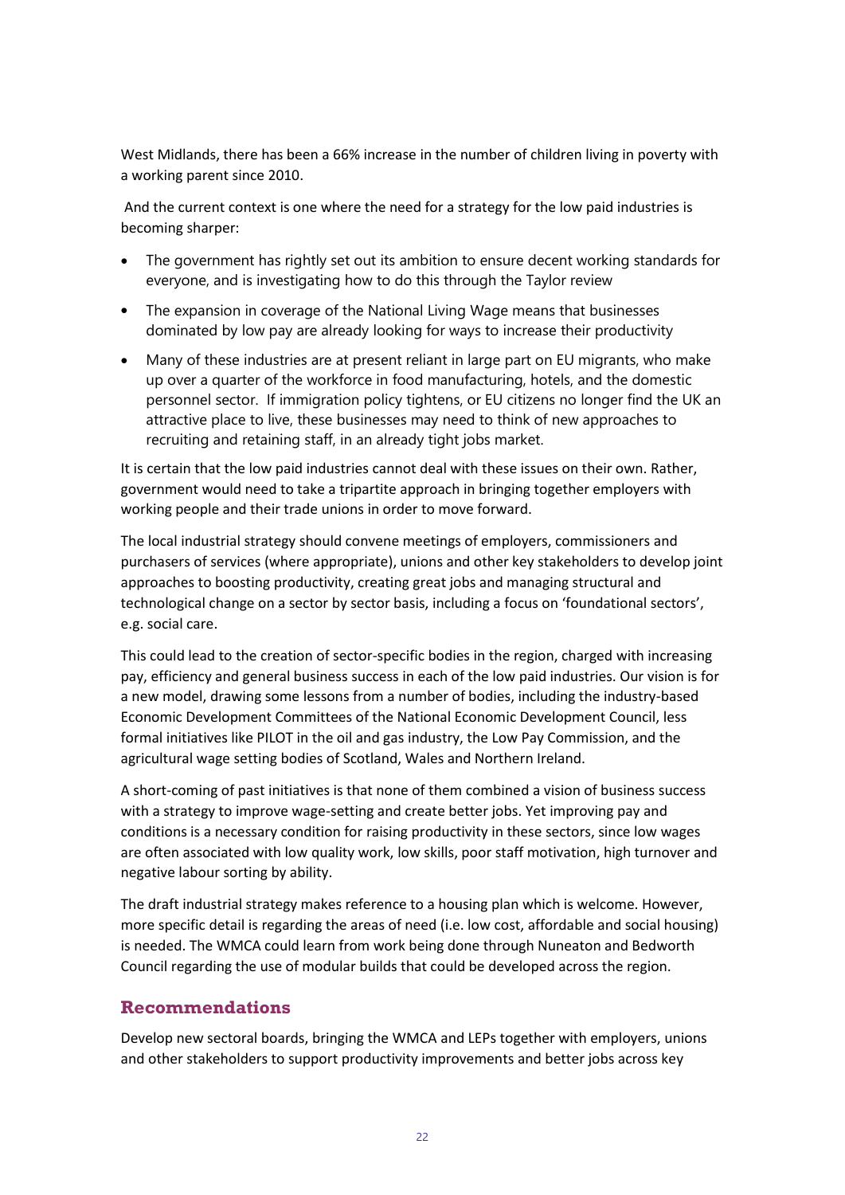West Midlands, there has been a 66% increase in the number of children living in poverty with a working parent since 2010.

And the current context is one where the need for a strategy for the low paid industries is becoming sharper:

- The government has rightly set out its ambition to ensure decent working standards for everyone, and is investigating how to do this through the Taylor review
- The expansion in coverage of the National Living Wage means that businesses dominated by low pay are already looking for ways to increase their productivity
- Many of these industries are at present reliant in large part on EU migrants, who make up over a quarter of the workforce in food manufacturing, hotels, and the domestic personnel sector. If immigration policy tightens, or EU citizens no longer find the UK an attractive place to live, these businesses may need to think of new approaches to recruiting and retaining staff, in an already tight jobs market.

It is certain that the low paid industries cannot deal with these issues on their own. Rather, government would need to take a tripartite approach in bringing together employers with working people and their trade unions in order to move forward.

The local industrial strategy should convene meetings of employers, commissioners and purchasers of services (where appropriate), unions and other key stakeholders to develop joint approaches to boosting productivity, creating great jobs and managing structural and technological change on a sector by sector basis, including a focus on 'foundational sectors', e.g. social care.

This could lead to the creation of sector-specific bodies in the region, charged with increasing pay, efficiency and general business success in each of the low paid industries. Our vision is for a new model, drawing some lessons from a number of bodies, including the industry-based Economic Development Committees of the National Economic Development Council, less formal initiatives like PILOT in the oil and gas industry, the Low Pay Commission, and the agricultural wage setting bodies of Scotland, Wales and Northern Ireland.

A short-coming of past initiatives is that none of them combined a vision of business success with a strategy to improve wage-setting and create better jobs. Yet improving pay and conditions is a necessary condition for raising productivity in these sectors, since low wages are often associated with low quality work, low skills, poor staff motivation, high turnover and negative labour sorting by ability.

The draft industrial strategy makes reference to a housing plan which is welcome. However, more specific detail is regarding the areas of need (i.e. low cost, affordable and social housing) is needed. The WMCA could learn from work being done through Nuneaton and Bedworth Council regarding the use of modular builds that could be developed across the region.

## Recommendations

Develop new sectoral boards, bringing the WMCA and LEPs together with employers, unions and other stakeholders to support productivity improvements and better jobs across key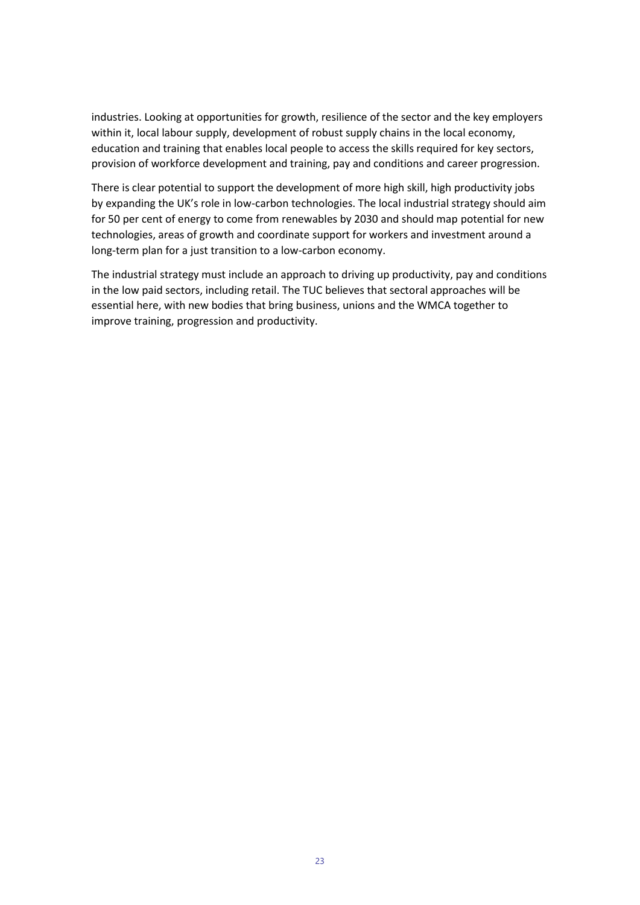industries. Looking at opportunities for growth, resilience of the sector and the key employers within it, local labour supply, development of robust supply chains in the local economy, education and training that enables local people to access the skills required for key sectors, provision of workforce development and training, pay and conditions and career progression.

There is clear potential to support the development of more high skill, high productivity jobs by expanding the UK's role in low-carbon technologies. The local industrial strategy should aim for 50 per cent of energy to come from renewables by 2030 and should map potential for new technologies, areas of growth and coordinate support for workers and investment around a long-term plan for a just transition to a low-carbon economy.

The industrial strategy must include an approach to driving up productivity, pay and conditions in the low paid sectors, including retail. The TUC believes that sectoral approaches will be essential here, with new bodies that bring business, unions and the WMCA together to improve training, progression and productivity.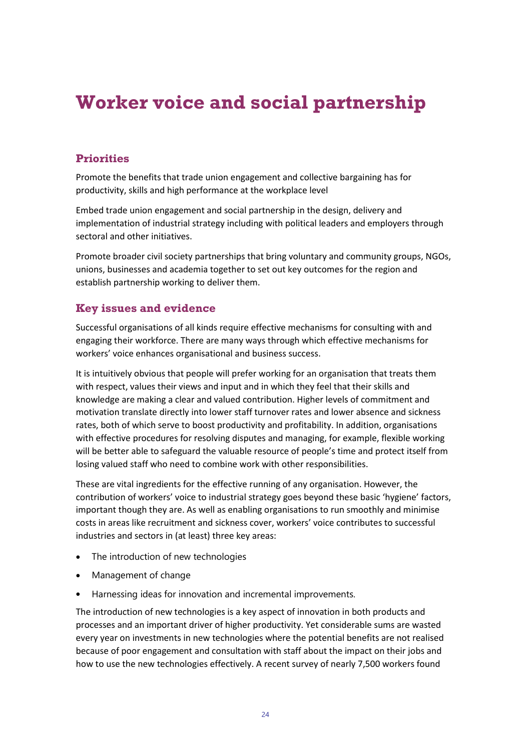# Worker voice and social partnership

## Priorities

Promote the benefits that trade union engagement and collective bargaining has for productivity, skills and high performance at the workplace level

Embed trade union engagement and social partnership in the design, delivery and implementation of industrial strategy including with political leaders and employers through sectoral and other initiatives.

Promote broader civil society partnerships that bring voluntary and community groups, NGOs, unions, businesses and academia together to set out key outcomes for the region and establish partnership working to deliver them.

## Key issues and evidence

Successful organisations of all kinds require effective mechanisms for consulting with and engaging their workforce. There are many ways through which effective mechanisms for workers' voice enhances organisational and business success.

It is intuitively obvious that people will prefer working for an organisation that treats them with respect, values their views and input and in which they feel that their skills and knowledge are making a clear and valued contribution. Higher levels of commitment and motivation translate directly into lower staff turnover rates and lower absence and sickness rates, both of which serve to boost productivity and profitability. In addition, organisations with effective procedures for resolving disputes and managing, for example, flexible working will be better able to safeguard the valuable resource of people's time and protect itself from losing valued staff who need to combine work with other responsibilities.

These are vital ingredients for the effective running of any organisation. However, the contribution of workers' voice to industrial strategy goes beyond these basic 'hygiene' factors, important though they are. As well as enabling organisations to run smoothly and minimise costs in areas like recruitment and sickness cover, workers' voice contributes to successful industries and sectors in (at least) three key areas:

- The introduction of new technologies
- Management of change
- Harnessing ideas for innovation and incremental improvements.

The introduction of new technologies is a key aspect of innovation in both products and processes and an important driver of higher productivity. Yet considerable sums are wasted every year on investments in new technologies where the potential benefits are not realised because of poor engagement and consultation with staff about the impact on their jobs and how to use the new technologies effectively. A recent survey of nearly 7,500 workers found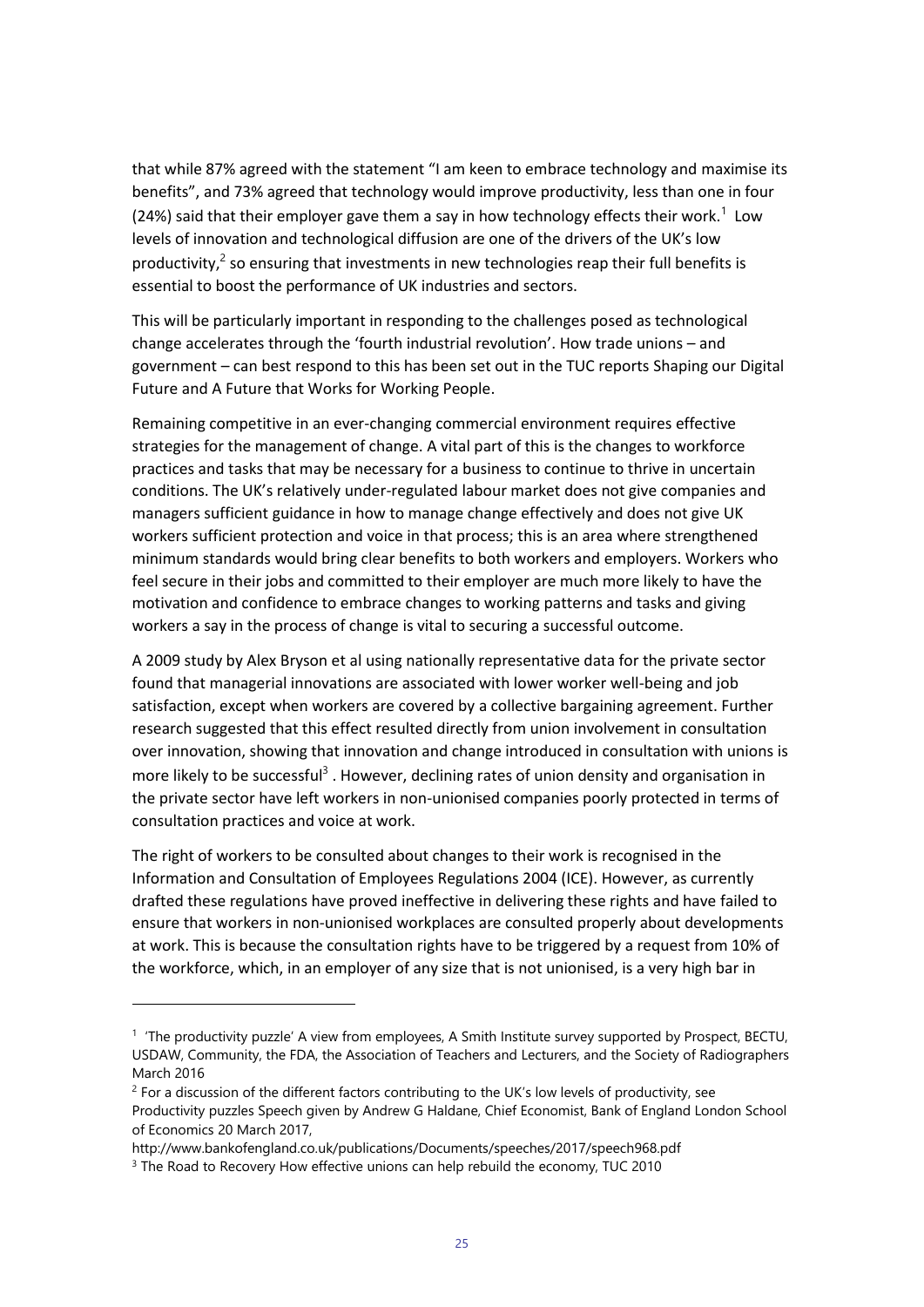that while 87% agreed with the statement "I am keen to embrace technology and maximise its benefits", and 73% agreed that technology would improve productivity, less than one in four (24%) said that their employer gave them a say in how technology effects their work.[1] Low levels of innovation and technological diffusion are one of the drivers of the UK's low productivity,[2] so ensuring that investments in new technologies reap their full benefits is essential to boost the performance of UK industries and sectors.

This will be particularly important in responding to the challenges posed as technological change accelerates through the 'fourth industrial revolution'. How trade unions – and government – can best respond to this has been set out in the TUC reports Shaping our Digital Future and A Future that Works for Working People.

Remaining competitive in an ever-changing commercial environment requires effective strategies for the management of change. A vital part of this is the changes to workforce practices and tasks that may be necessary for a business to continue to thrive in uncertain conditions. The UK's relatively under-regulated labour market does not give companies and managers sufficient guidance in how to manage change effectively and does not give UK workers sufficient protection and voice in that process; this is an area where strengthened minimum standards would bring clear benefits to both workers and employers. Workers who feel secure in their jobs and committed to their employer are much more likely to have the motivation and confidence to embrace changes to working patterns and tasks and giving workers a say in the process of change is vital to securing a successful outcome.

A 2009 study by Alex Bryson et al using nationally representative data for the private sector found that managerial innovations are associated with lower worker well-being and job satisfaction, except when workers are covered by a collective bargaining agreement. Further research suggested that this effect resulted directly from union involvement in consultation over innovation, showing that innovation and change introduced in consultation with unions is more likely to be successful[3] . However, declining rates of union density and organisation in the private sector have left workers in non-unionised companies poorly protected in terms of consultation practices and voice at work.

The right of workers to be consulted about changes to their work is recognised in the Information and Consultation of Employees Regulations 2004 (ICE). However, as currently drafted these regulations have proved ineffective in delivering these rights and have failed to ensure that workers in non-unionised workplaces are consulted properly about developments at work. This is because the consultation rights have to be triggered by a request from 10% of the workforce, which, in an employer of any size that is not unionised, is a very high bar in

---

[1] 'The productivity puzzle' A view from employees, A Smith Institute survey supported by Prospect, BECTU, USDAW, Community, the FDA, the Association of Teachers and Lecturers, and the Society of Radiographers March 2016

[2] For a discussion of the different factors contributing to the UK's low levels of productivity, see Productivity puzzles Speech given by Andrew G Haldane, Chief Economist, Bank of England London School of Economics 20 March 2017, http://www.bankofengland.co.uk/publications/Documents/speeches/2017/speech968.pdf

[3] The Road to Recovery How effective unions can help rebuild the economy, TUC 2010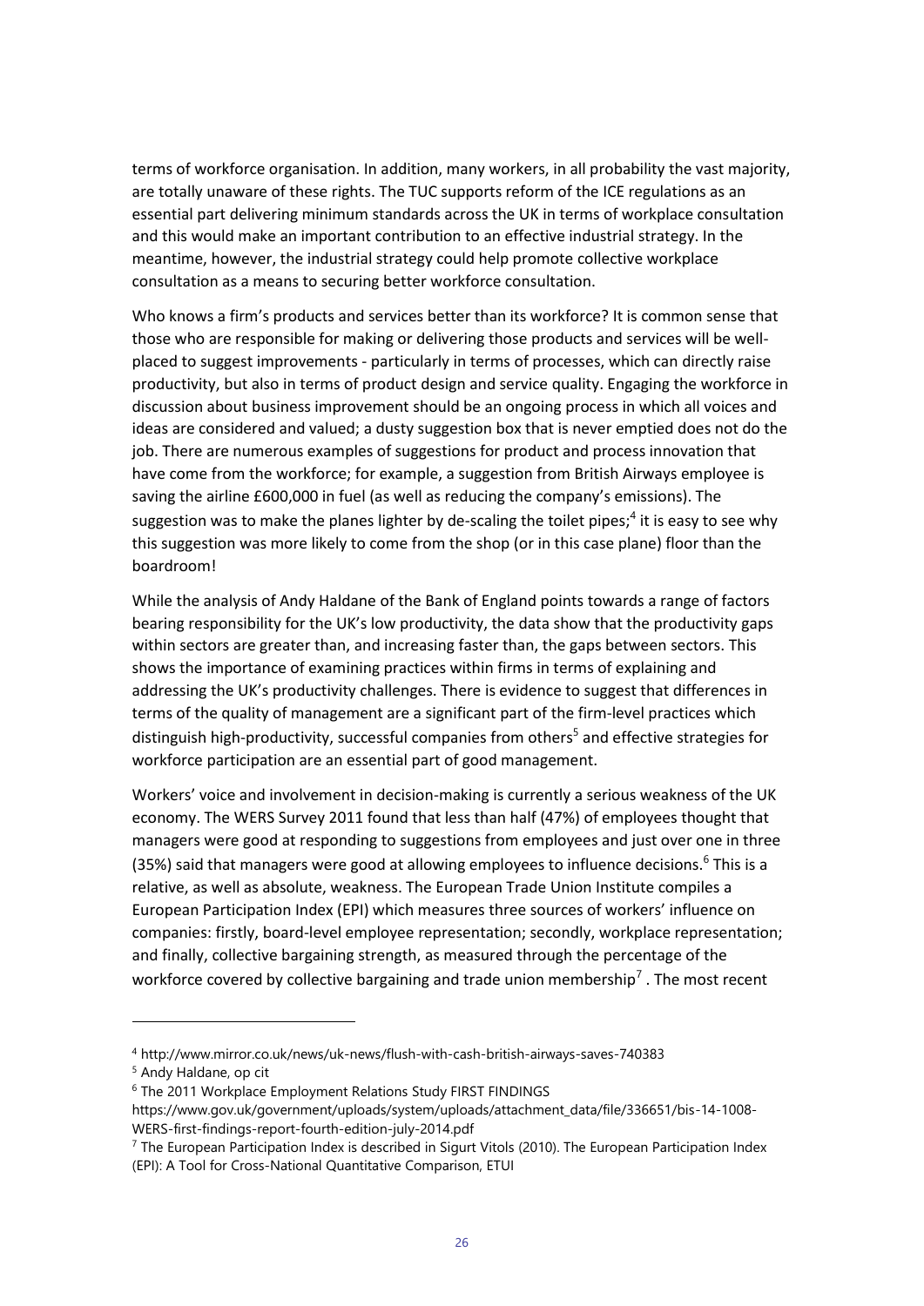terms of workforce organisation. In addition, many workers, in all probability the vast majority, are totally unaware of these rights. The TUC supports reform of the ICE regulations as an essential part delivering minimum standards across the UK in terms of workplace consultation and this would make an important contribution to an effective industrial strategy. In the meantime, however, the industrial strategy could help promote collective workplace consultation as a means to securing better workforce consultation.

Who knows a firm's products and services better than its workforce? It is common sense that those who are responsible for making or delivering those products and services will be well-placed to suggest improvements - particularly in terms of processes, which can directly raise productivity, but also in terms of product design and service quality. Engaging the workforce in discussion about business improvement should be an ongoing process in which all voices and ideas are considered and valued; a dusty suggestion box that is never emptied does not do the job. There are numerous examples of suggestions for product and process innovation that have come from the workforce; for example, a suggestion from British Airways employee is saving the airline £600,000 in fuel (as well as reducing the company's emissions). The suggestion was to make the planes lighter by de-scaling the toilet pipes;[4] it is easy to see why this suggestion was more likely to come from the shop (or in this case plane) floor than the boardroom!

While the analysis of Andy Haldane of the Bank of England points towards a range of factors bearing responsibility for the UK's low productivity, the data show that the productivity gaps within sectors are greater than, and increasing faster than, the gaps between sectors. This shows the importance of examining practices within firms in terms of explaining and addressing the UK's productivity challenges. There is evidence to suggest that differences in terms of the quality of management are a significant part of the firm-level practices which distinguish high-productivity, successful companies from others[5] and effective strategies for workforce participation are an essential part of good management.

Workers' voice and involvement in decision-making is currently a serious weakness of the UK economy. The WERS Survey 2011 found that less than half (47%) of employees thought that managers were good at responding to suggestions from employees and just over one in three (35%) said that managers were good at allowing employees to influence decisions.[6] This is a relative, as well as absolute, weakness. The European Trade Union Institute compiles a European Participation Index (EPI) which measures three sources of workers' influence on companies: firstly, board-level employee representation; secondly, workplace representation; and finally, collective bargaining strength, as measured through the percentage of the workforce covered by collective bargaining and trade union membership[7] . The most recent

---

[4] http://www.mirror.co.uk/news/uk-news/flush-with-cash-british-airways-saves-740383

[5] Andy Haldane, op cit

[6] The 2011 Workplace Employment Relations Study FIRST FINDINGS https://www.gov.uk/government/uploads/system/uploads/attachment_data/file/336651/bis-14-1008-WERS-first-findings-report-fourth-edition-july-2014.pdf

[7] The European Participation Index is described in Sigurt Vitols (2010). The European Participation Index (EPI): A Tool for Cross-National Quantitative Comparison, ETUI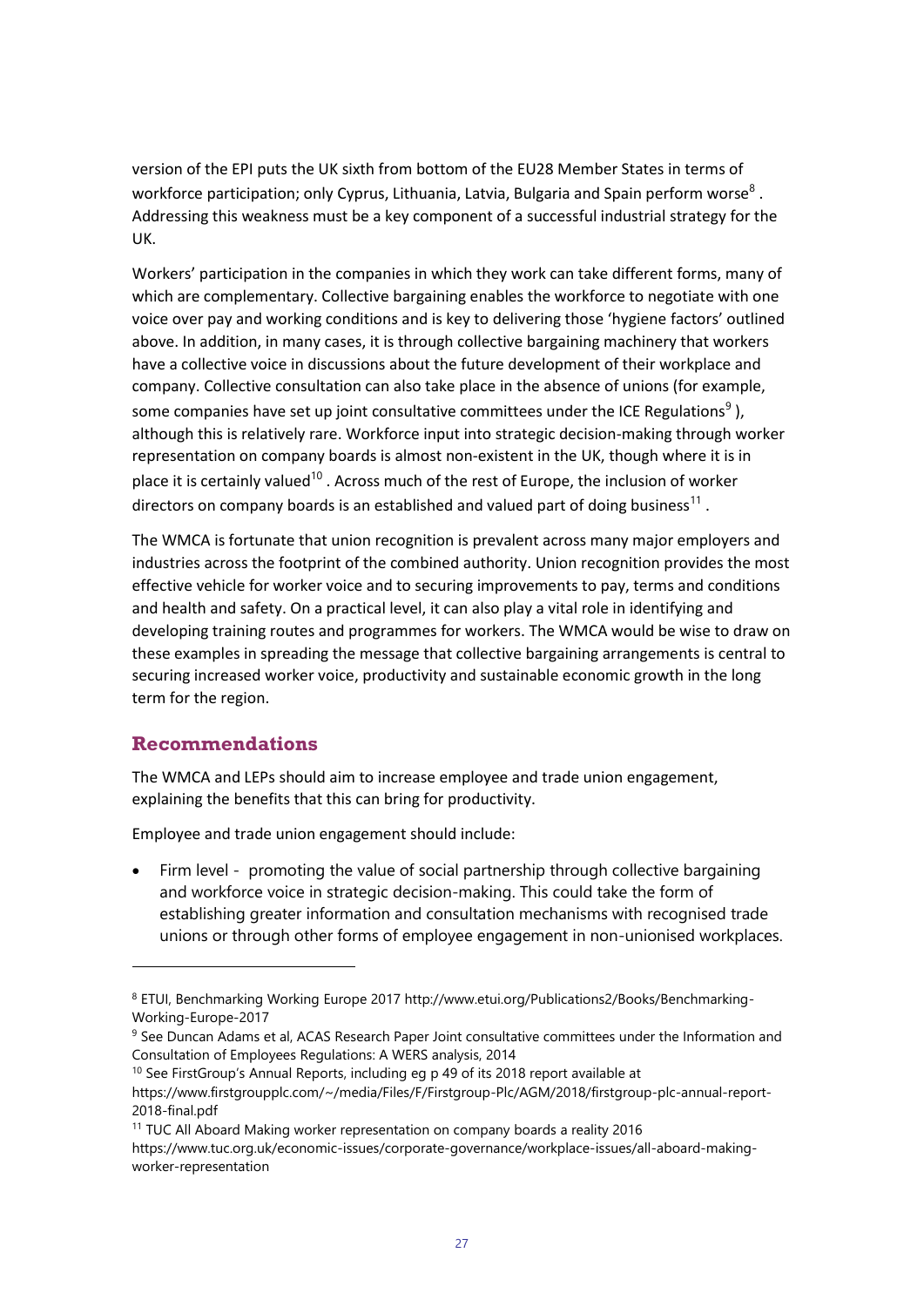version of the EPI puts the UK sixth from bottom of the EU28 Member States in terms of workforce participation; only Cyprus, Lithuania, Latvia, Bulgaria and Spain perform worse[8]. Addressing this weakness must be a key component of a successful industrial strategy for the UK.

Workers' participation in the companies in which they work can take different forms, many of which are complementary. Collective bargaining enables the workforce to negotiate with one voice over pay and working conditions and is key to delivering those 'hygiene factors' outlined above. In addition, in many cases, it is through collective bargaining machinery that workers have a collective voice in discussions about the future development of their workplace and company. Collective consultation can also take place in the absence of unions (for example, some companies have set up joint consultative committees under the ICE Regulations[9]), although this is relatively rare. Workforce input into strategic decision-making through worker representation on company boards is almost non-existent in the UK, though where it is in place it is certainly valued[10]. Across much of the rest of Europe, the inclusion of worker directors on company boards is an established and valued part of doing business[11].

The WMCA is fortunate that union recognition is prevalent across many major employers and industries across the footprint of the combined authority. Union recognition provides the most effective vehicle for worker voice and to securing improvements to pay, terms and conditions and health and safety. On a practical level, it can also play a vital role in identifying and developing training routes and programmes for workers. The WMCA would be wise to draw on these examples in spreading the message that collective bargaining arrangements is central to securing increased worker voice, productivity and sustainable economic growth in the long term for the region.

## Recommendations

The WMCA and LEPs should aim to increase employee and trade union engagement, explaining the benefits that this can bring for productivity.

Employee and trade union engagement should include:

- Firm level - promoting the value of social partnership through collective bargaining and workforce voice in strategic decision-making. This could take the form of establishing greater information and consultation mechanisms with recognised trade unions or through other forms of employee engagement in non-unionised workplaces.

---

[8] ETUI, Benchmarking Working Europe 2017 http://www.etui.org/Publications2/Books/Benchmarking-Working-Europe-2017

[9] See Duncan Adams et al, ACAS Research Paper Joint consultative committees under the Information and Consultation of Employees Regulations: A WERS analysis, 2014

[10] See FirstGroup's Annual Reports, including eg p 49 of its 2018 report available at https://www.firstgroupplc.com/~/media/Files/F/Firstgroup-Plc/AGM/2018/firstgroup-plc-annual-report-2018-final.pdf

[11] TUC All Aboard Making worker representation on company boards a reality 2016 https://www.tuc.org.uk/economic-issues/corporate-governance/workplace-issues/all-aboard-making-worker-representation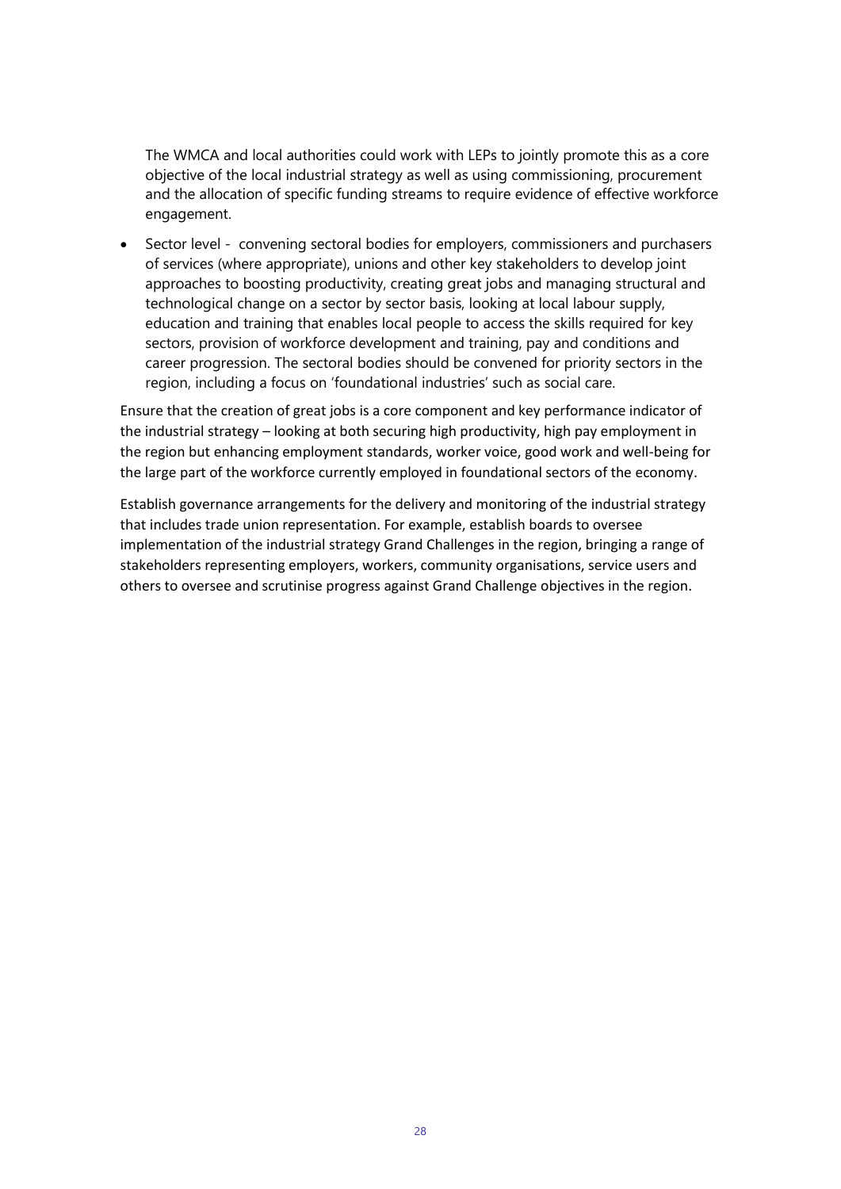The WMCA and local authorities could work with LEPs to jointly promote this as a core objective of the local industrial strategy as well as using commissioning, procurement and the allocation of specific funding streams to require evidence of effective workforce engagement.

- Sector level - convening sectoral bodies for employers, commissioners and purchasers of services (where appropriate), unions and other key stakeholders to develop joint approaches to boosting productivity, creating great jobs and managing structural and technological change on a sector by sector basis, looking at local labour supply, education and training that enables local people to access the skills required for key sectors, provision of workforce development and training, pay and conditions and career progression. The sectoral bodies should be convened for priority sectors in the region, including a focus on 'foundational industries' such as social care.

Ensure that the creation of great jobs is a core component and key performance indicator of the industrial strategy – looking at both securing high productivity, high pay employment in the region but enhancing employment standards, worker voice, good work and well-being for the large part of the workforce currently employed in foundational sectors of the economy.

Establish governance arrangements for the delivery and monitoring of the industrial strategy that includes trade union representation. For example, establish boards to oversee implementation of the industrial strategy Grand Challenges in the region, bringing a range of stakeholders representing employers, workers, community organisations, service users and others to oversee and scrutinise progress against Grand Challenge objectives in the region.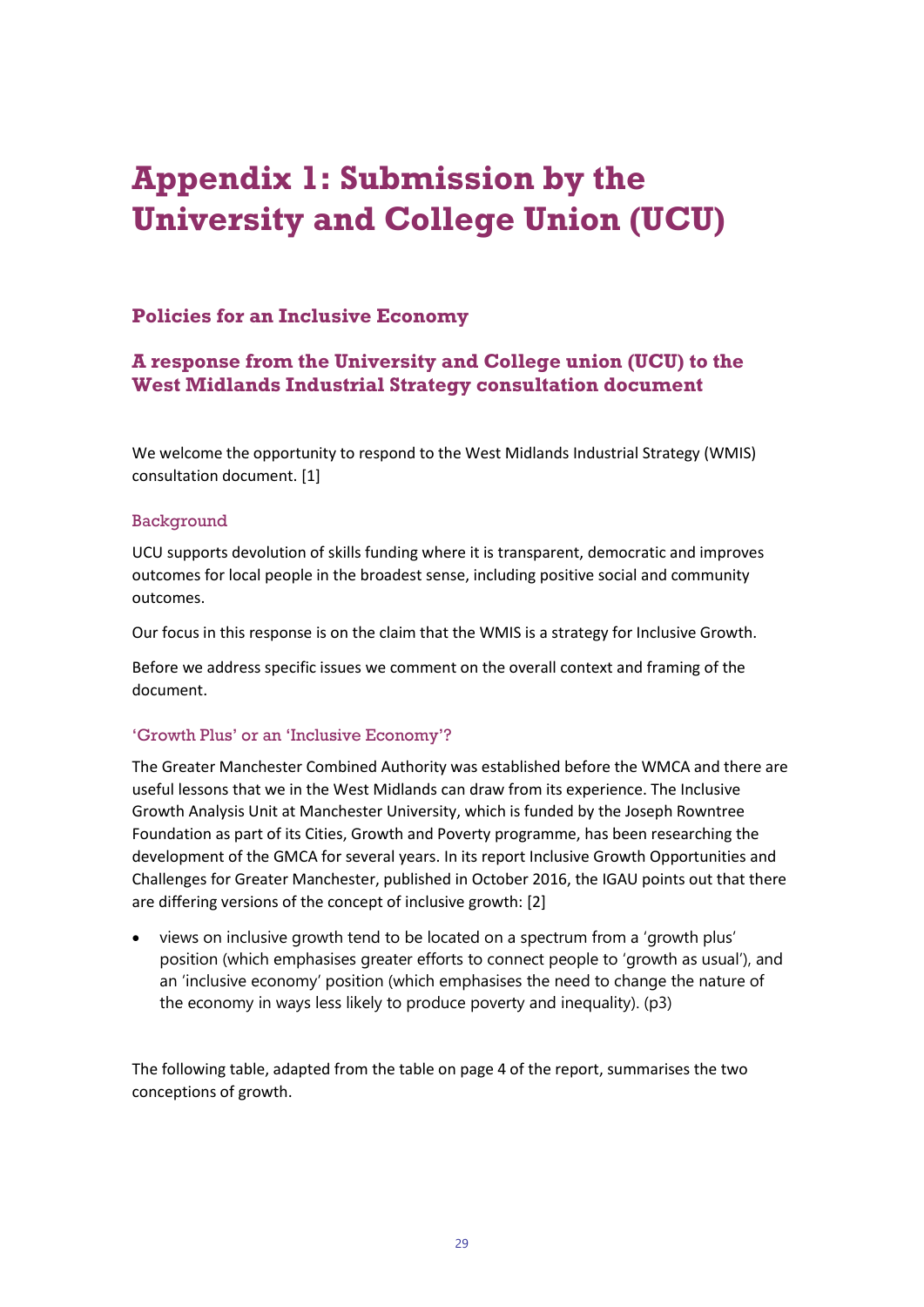# Appendix 1: Submission by the University and College Union (UCU)

### Policies for an Inclusive Economy

### A response from the University and College union (UCU) to the West Midlands Industrial Strategy consultation document

We welcome the opportunity to respond to the West Midlands Industrial Strategy (WMIS) consultation document. [1]

#### Background

UCU supports devolution of skills funding where it is transparent, democratic and improves outcomes for local people in the broadest sense, including positive social and community outcomes.

Our focus in this response is on the claim that the WMIS is a strategy for Inclusive Growth.

Before we address specific issues we comment on the overall context and framing of the document.

#### 'Growth Plus' or an 'Inclusive Economy'?

The Greater Manchester Combined Authority was established before the WMCA and there are useful lessons that we in the West Midlands can draw from its experience. The Inclusive Growth Analysis Unit at Manchester University, which is funded by the Joseph Rowntree Foundation as part of its Cities, Growth and Poverty programme, has been researching the development of the GMCA for several years. In its report Inclusive Growth Opportunities and Challenges for Greater Manchester, published in October 2016, the IGAU points out that there are differing versions of the concept of inclusive growth: [2]

- views on inclusive growth tend to be located on a spectrum from a 'growth plus' position (which emphasises greater efforts to connect people to 'growth as usual'), and an 'inclusive economy' position (which emphasises the need to change the nature of the economy in ways less likely to produce poverty and inequality). (p3)

The following table, adapted from the table on page 4 of the report, summarises the two conceptions of growth.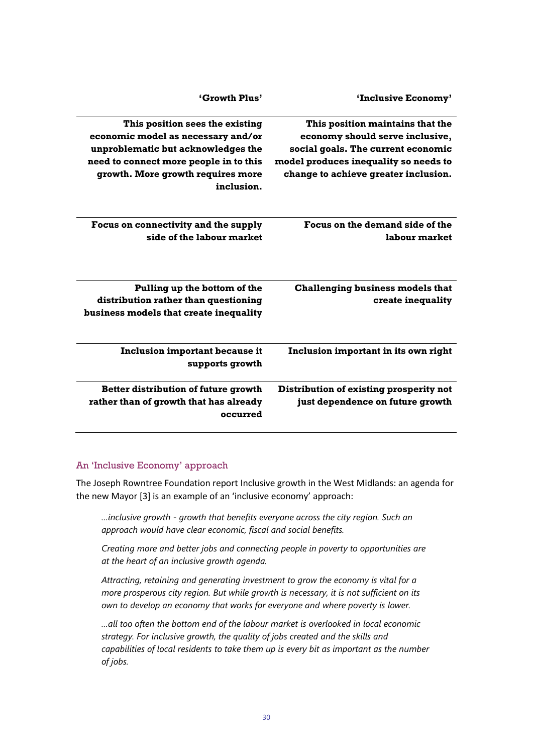| 'Growth Plus' | 'Inclusive Economy' |
| --- | --- |
| **This position sees the existing economic model as necessary and/or unproblematic but acknowledges the need to connect more people in to this growth. More growth requires more inclusion.** | **This position maintains that the economy should serve inclusive, social goals. The current economic model produces inequality so needs to change to achieve greater inclusion.** |
| **Focus on connectivity and the supply side of the labour market** | **Focus on the demand side of the labour market** |
| **Pulling up the bottom of the distribution rather than questioning business models that create inequality** | **Challenging business models that create inequality** |
| **Inclusion important because it supports growth** | **Inclusion important in its own right** |
| **Better distribution of future growth rather than of growth that has already occurred** | **Distribution of existing prosperity not just dependence on future growth** |

### An 'Inclusive Economy' approach

The Joseph Rowntree Foundation report Inclusive growth in the West Midlands: an agenda for the new Mayor [3] is an example of an 'inclusive economy' approach:

> *…inclusive growth - growth that benefits everyone across the city region. Such an approach would have clear economic, fiscal and social benefits.*
>
> *Creating more and better jobs and connecting people in poverty to opportunities are at the heart of an inclusive growth agenda.*
>
> *Attracting, retaining and generating investment to grow the economy is vital for a more prosperous city region. But while growth is necessary, it is not sufficient on its own to develop an economy that works for everyone and where poverty is lower.*
>
> *…all too often the bottom end of the labour market is overlooked in local economic strategy. For inclusive growth, the quality of jobs created and the skills and capabilities of local residents to take them up is every bit as important as the number of jobs.*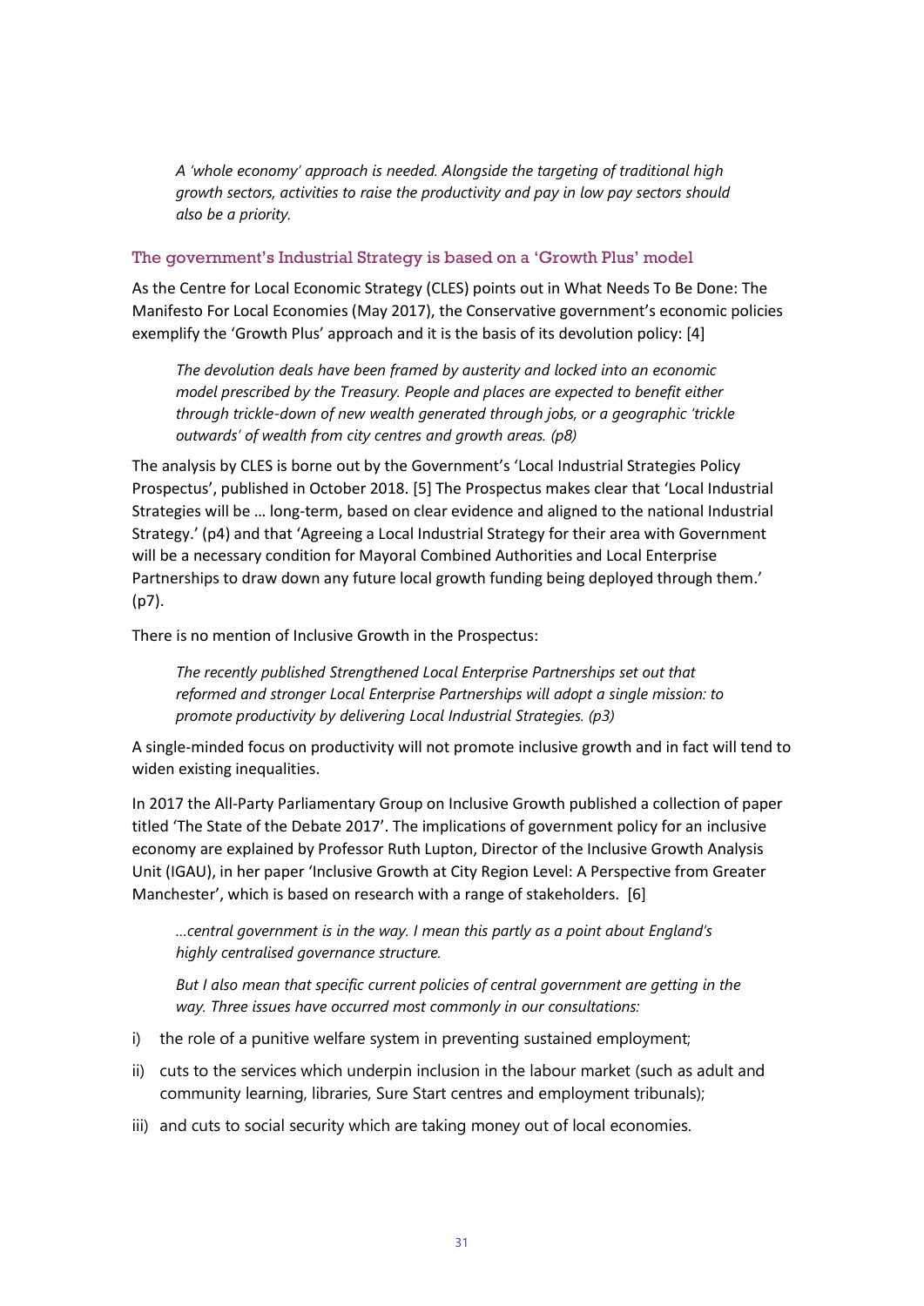*A 'whole economy' approach is needed. Alongside the targeting of traditional high growth sectors, activities to raise the productivity and pay in low pay sectors should also be a priority.*

### The government's Industrial Strategy is based on a 'Growth Plus' model

As the Centre for Local Economic Strategy (CLES) points out in What Needs To Be Done: The Manifesto For Local Economies (May 2017), the Conservative government's economic policies exemplify the 'Growth Plus' approach and it is the basis of its devolution policy: [4]

> *The devolution deals have been framed by austerity and locked into an economic model prescribed by the Treasury. People and places are expected to benefit either through trickle-down of new wealth generated through jobs, or a geographic 'trickle outwards' of wealth from city centres and growth areas. (p8)*

The analysis by CLES is borne out by the Government's 'Local Industrial Strategies Policy Prospectus', published in October 2018. [5] The Prospectus makes clear that 'Local Industrial Strategies will be … long-term, based on clear evidence and aligned to the national Industrial Strategy.' (p4) and that 'Agreeing a Local Industrial Strategy for their area with Government will be a necessary condition for Mayoral Combined Authorities and Local Enterprise Partnerships to draw down any future local growth funding being deployed through them.' (p7).

There is no mention of Inclusive Growth in the Prospectus:

> *The recently published Strengthened Local Enterprise Partnerships set out that reformed and stronger Local Enterprise Partnerships will adopt a single mission: to promote productivity by delivering Local Industrial Strategies. (p3)*

A single-minded focus on productivity will not promote inclusive growth and in fact will tend to widen existing inequalities.

In 2017 the All-Party Parliamentary Group on Inclusive Growth published a collection of paper titled 'The State of the Debate 2017'. The implications of government policy for an inclusive economy are explained by Professor Ruth Lupton, Director of the Inclusive Growth Analysis Unit (IGAU), in her paper 'Inclusive Growth at City Region Level: A Perspective from Greater Manchester', which is based on research with a range of stakeholders. [6]

> *…central government is in the way. I mean this partly as a point about England's highly centralised governance structure.*
>
> *But I also mean that specific current policies of central government are getting in the way. Three issues have occurred most commonly in our consultations:*

i) the role of a punitive welfare system in preventing sustained employment;

ii) cuts to the services which underpin inclusion in the labour market (such as adult and community learning, libraries, Sure Start centres and employment tribunals);

iii) and cuts to social security which are taking money out of local economies.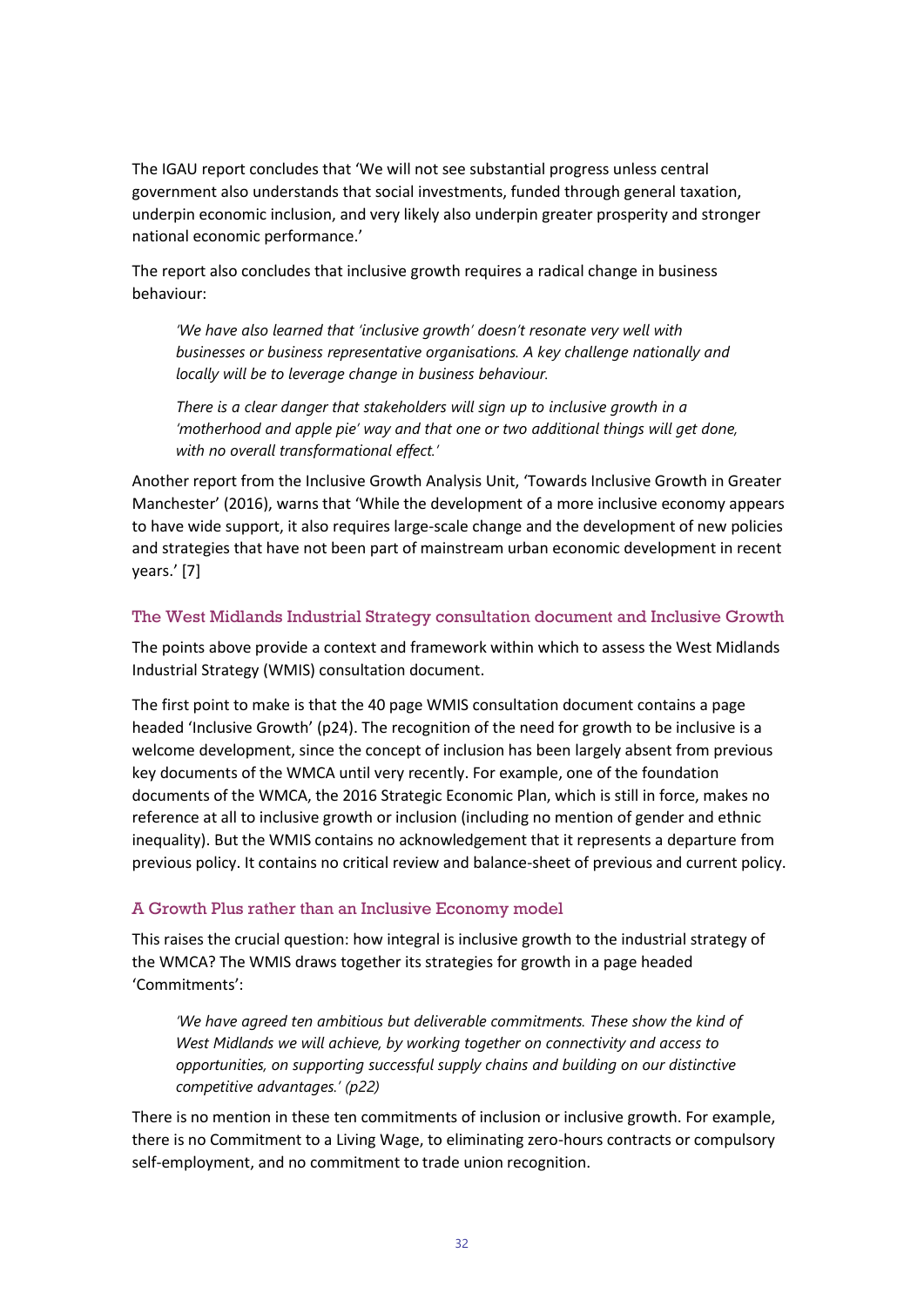The IGAU report concludes that 'We will not see substantial progress unless central government also understands that social investments, funded through general taxation, underpin economic inclusion, and very likely also underpin greater prosperity and stronger national economic performance.'

The report also concludes that inclusive growth requires a radical change in business behaviour:

> *'We have also learned that 'inclusive growth' doesn't resonate very well with businesses or business representative organisations. A key challenge nationally and locally will be to leverage change in business behaviour.*
>
> *There is a clear danger that stakeholders will sign up to inclusive growth in a 'motherhood and apple pie' way and that one or two additional things will get done, with no overall transformational effect.'*

Another report from the Inclusive Growth Analysis Unit, 'Towards Inclusive Growth in Greater Manchester' (2016), warns that 'While the development of a more inclusive economy appears to have wide support, it also requires large-scale change and the development of new policies and strategies that have not been part of mainstream urban economic development in recent years.' [7]

### The West Midlands Industrial Strategy consultation document and Inclusive Growth

The points above provide a context and framework within which to assess the West Midlands Industrial Strategy (WMIS) consultation document.

The first point to make is that the 40 page WMIS consultation document contains a page headed 'Inclusive Growth' (p24). The recognition of the need for growth to be inclusive is a welcome development, since the concept of inclusion has been largely absent from previous key documents of the WMCA until very recently. For example, one of the foundation documents of the WMCA, the 2016 Strategic Economic Plan, which is still in force, makes no reference at all to inclusive growth or inclusion (including no mention of gender and ethnic inequality). But the WMIS contains no acknowledgement that it represents a departure from previous policy. It contains no critical review and balance-sheet of previous and current policy.

### A Growth Plus rather than an Inclusive Economy model

This raises the crucial question: how integral is inclusive growth to the industrial strategy of the WMCA? The WMIS draws together its strategies for growth in a page headed 'Commitments':

> *'We have agreed ten ambitious but deliverable commitments. These show the kind of West Midlands we will achieve, by working together on connectivity and access to opportunities, on supporting successful supply chains and building on our distinctive competitive advantages.' (p22)*

There is no mention in these ten commitments of inclusion or inclusive growth. For example, there is no Commitment to a Living Wage, to eliminating zero-hours contracts or compulsory self-employment, and no commitment to trade union recognition.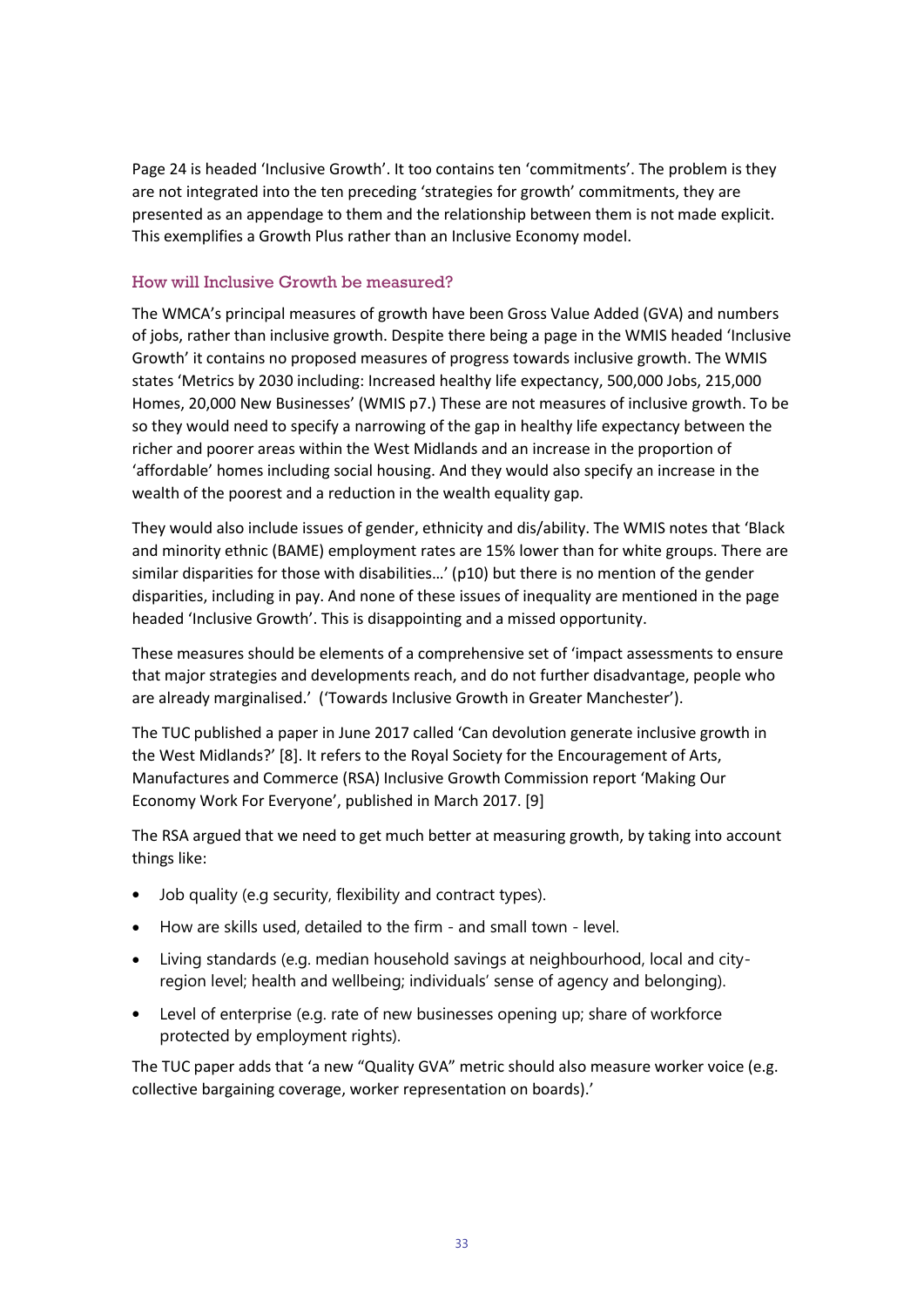Page 24 is headed 'Inclusive Growth'. It too contains ten 'commitments'. The problem is they are not integrated into the ten preceding 'strategies for growth' commitments, they are presented as an appendage to them and the relationship between them is not made explicit. This exemplifies a Growth Plus rather than an Inclusive Economy model.

### How will Inclusive Growth be measured?

The WMCA's principal measures of growth have been Gross Value Added (GVA) and numbers of jobs, rather than inclusive growth. Despite there being a page in the WMIS headed 'Inclusive Growth' it contains no proposed measures of progress towards inclusive growth. The WMIS states 'Metrics by 2030 including: Increased healthy life expectancy, 500,000 Jobs, 215,000 Homes, 20,000 New Businesses' (WMIS p7.) These are not measures of inclusive growth. To be so they would need to specify a narrowing of the gap in healthy life expectancy between the richer and poorer areas within the West Midlands and an increase in the proportion of 'affordable' homes including social housing. And they would also specify an increase in the wealth of the poorest and a reduction in the wealth equality gap.

They would also include issues of gender, ethnicity and dis/ability. The WMIS notes that 'Black and minority ethnic (BAME) employment rates are 15% lower than for white groups. There are similar disparities for those with disabilities…' (p10) but there is no mention of the gender disparities, including in pay. And none of these issues of inequality are mentioned in the page headed 'Inclusive Growth'. This is disappointing and a missed opportunity.

These measures should be elements of a comprehensive set of 'impact assessments to ensure that major strategies and developments reach, and do not further disadvantage, people who are already marginalised.' ('Towards Inclusive Growth in Greater Manchester').

The TUC published a paper in June 2017 called 'Can devolution generate inclusive growth in the West Midlands?' [8]. It refers to the Royal Society for the Encouragement of Arts, Manufactures and Commerce (RSA) Inclusive Growth Commission report 'Making Our Economy Work For Everyone', published in March 2017. [9]

The RSA argued that we need to get much better at measuring growth, by taking into account things like:

- Job quality (e.g security, flexibility and contract types).
- How are skills used, detailed to the firm - and small town - level.
- Living standards (e.g. median household savings at neighbourhood, local and city-region level; health and wellbeing; individuals' sense of agency and belonging).
- Level of enterprise (e.g. rate of new businesses opening up; share of workforce protected by employment rights).

The TUC paper adds that 'a new "Quality GVA" metric should also measure worker voice (e.g. collective bargaining coverage, worker representation on boards).'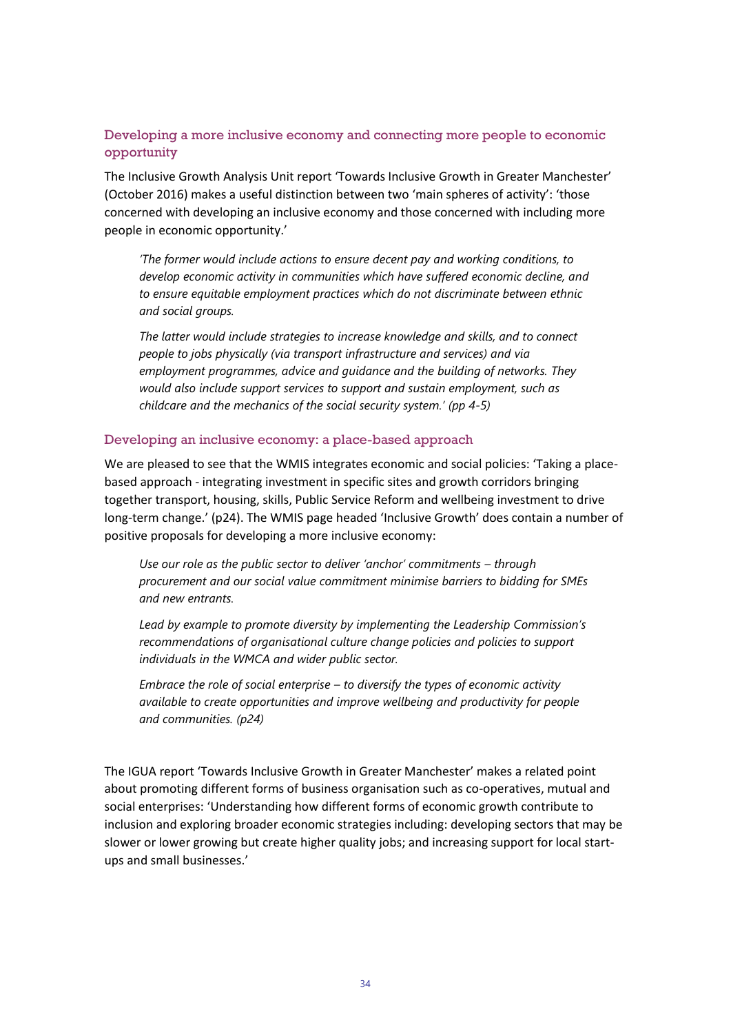## Developing a more inclusive economy and connecting more people to economic opportunity

The Inclusive Growth Analysis Unit report 'Towards Inclusive Growth in Greater Manchester' (October 2016) makes a useful distinction between two 'main spheres of activity': 'those concerned with developing an inclusive economy and those concerned with including more people in economic opportunity.'

> *'The former would include actions to ensure decent pay and working conditions, to develop economic activity in communities which have suffered economic decline, and to ensure equitable employment practices which do not discriminate between ethnic and social groups.*
>
> *The latter would include strategies to increase knowledge and skills, and to connect people to jobs physically (via transport infrastructure and services) and via employment programmes, advice and guidance and the building of networks. They would also include support services to support and sustain employment, such as childcare and the mechanics of the social security system.' (pp 4-5)*

### Developing an inclusive economy: a place-based approach

We are pleased to see that the WMIS integrates economic and social policies: 'Taking a place-based approach - integrating investment in specific sites and growth corridors bringing together transport, housing, skills, Public Service Reform and wellbeing investment to drive long-term change.' (p24). The WMIS page headed 'Inclusive Growth' does contain a number of positive proposals for developing a more inclusive economy:

> *Use our role as the public sector to deliver 'anchor' commitments – through procurement and our social value commitment minimise barriers to bidding for SMEs and new entrants.*
>
> *Lead by example to promote diversity by implementing the Leadership Commission's recommendations of organisational culture change policies and policies to support individuals in the WMCA and wider public sector.*
>
> *Embrace the role of social enterprise – to diversify the types of economic activity available to create opportunities and improve wellbeing and productivity for people and communities. (p24)*

The IGUA report 'Towards Inclusive Growth in Greater Manchester' makes a related point about promoting different forms of business organisation such as co-operatives, mutual and social enterprises: 'Understanding how different forms of economic growth contribute to inclusion and exploring broader economic strategies including: developing sectors that may be slower or lower growing but create higher quality jobs; and increasing support for local start-ups and small businesses.'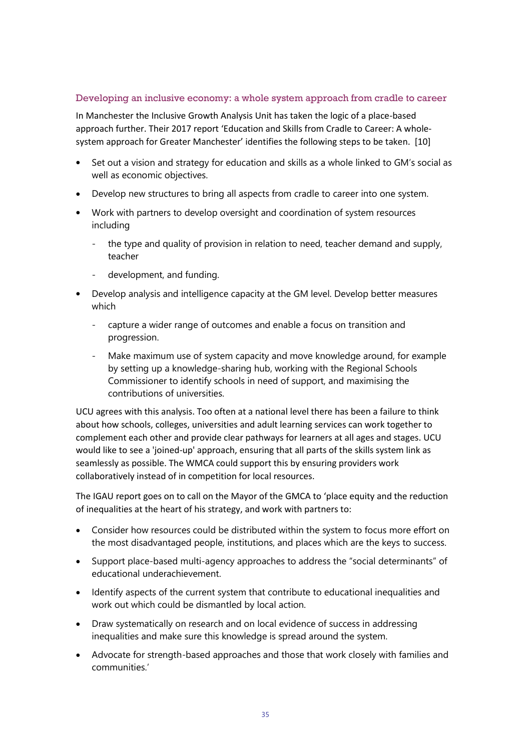### Developing an inclusive economy: a whole system approach from cradle to career

In Manchester the Inclusive Growth Analysis Unit has taken the logic of a place-based approach further. Their 2017 report 'Education and Skills from Cradle to Career: A whole-system approach for Greater Manchester' identifies the following steps to be taken. [10]

- Set out a vision and strategy for education and skills as a whole linked to GM's social as well as economic objectives.
- Develop new structures to bring all aspects from cradle to career into one system.
- Work with partners to develop oversight and coordination of system resources including
  - the type and quality of provision in relation to need, teacher demand and supply, teacher
  - development, and funding.
- Develop analysis and intelligence capacity at the GM level. Develop better measures which
  - capture a wider range of outcomes and enable a focus on transition and progression.
  - Make maximum use of system capacity and move knowledge around, for example by setting up a knowledge-sharing hub, working with the Regional Schools Commissioner to identify schools in need of support, and maximising the contributions of universities.

UCU agrees with this analysis. Too often at a national level there has been a failure to think about how schools, colleges, universities and adult learning services can work together to complement each other and provide clear pathways for learners at all ages and stages. UCU would like to see a 'joined-up' approach, ensuring that all parts of the skills system link as seamlessly as possible. The WMCA could support this by ensuring providers work collaboratively instead of in competition for local resources.

The IGAU report goes on to call on the Mayor of the GMCA to 'place equity and the reduction of inequalities at the heart of his strategy, and work with partners to:

- Consider how resources could be distributed within the system to focus more effort on the most disadvantaged people, institutions, and places which are the keys to success.
- Support place-based multi-agency approaches to address the "social determinants" of educational underachievement.
- Identify aspects of the current system that contribute to educational inequalities and work out which could be dismantled by local action.
- Draw systematically on research and on local evidence of success in addressing inequalities and make sure this knowledge is spread around the system.
- Advocate for strength-based approaches and those that work closely with families and communities.'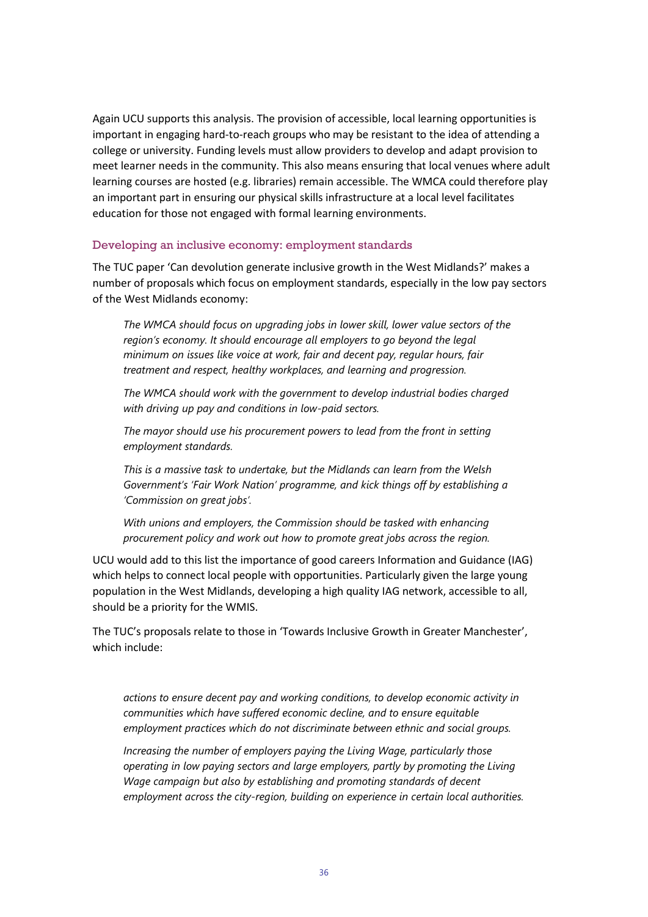Again UCU supports this analysis. The provision of accessible, local learning opportunities is important in engaging hard-to-reach groups who may be resistant to the idea of attending a college or university. Funding levels must allow providers to develop and adapt provision to meet learner needs in the community. This also means ensuring that local venues where adult learning courses are hosted (e.g. libraries) remain accessible. The WMCA could therefore play an important part in ensuring our physical skills infrastructure at a local level facilitates education for those not engaged with formal learning environments.

### Developing an inclusive economy: employment standards

The TUC paper 'Can devolution generate inclusive growth in the West Midlands?' makes a number of proposals which focus on employment standards, especially in the low pay sectors of the West Midlands economy:

> *The WMCA should focus on upgrading jobs in lower skill, lower value sectors of the region's economy. It should encourage all employers to go beyond the legal minimum on issues like voice at work, fair and decent pay, regular hours, fair treatment and respect, healthy workplaces, and learning and progression.*
>
> *The WMCA should work with the government to develop industrial bodies charged with driving up pay and conditions in low-paid sectors.*
>
> *The mayor should use his procurement powers to lead from the front in setting employment standards.*
>
> *This is a massive task to undertake, but the Midlands can learn from the Welsh Government's 'Fair Work Nation' programme, and kick things off by establishing a 'Commission on great jobs'.*
>
> *With unions and employers, the Commission should be tasked with enhancing procurement policy and work out how to promote great jobs across the region.*

UCU would add to this list the importance of good careers Information and Guidance (IAG) which helps to connect local people with opportunities. Particularly given the large young population in the West Midlands, developing a high quality IAG network, accessible to all, should be a priority for the WMIS.

The TUC's proposals relate to those in 'Towards Inclusive Growth in Greater Manchester', which include:

> *actions to ensure decent pay and working conditions, to develop economic activity in communities which have suffered economic decline, and to ensure equitable employment practices which do not discriminate between ethnic and social groups.*
>
> *Increasing the number of employers paying the Living Wage, particularly those operating in low paying sectors and large employers, partly by promoting the Living Wage campaign but also by establishing and promoting standards of decent employment across the city-region, building on experience in certain local authorities.*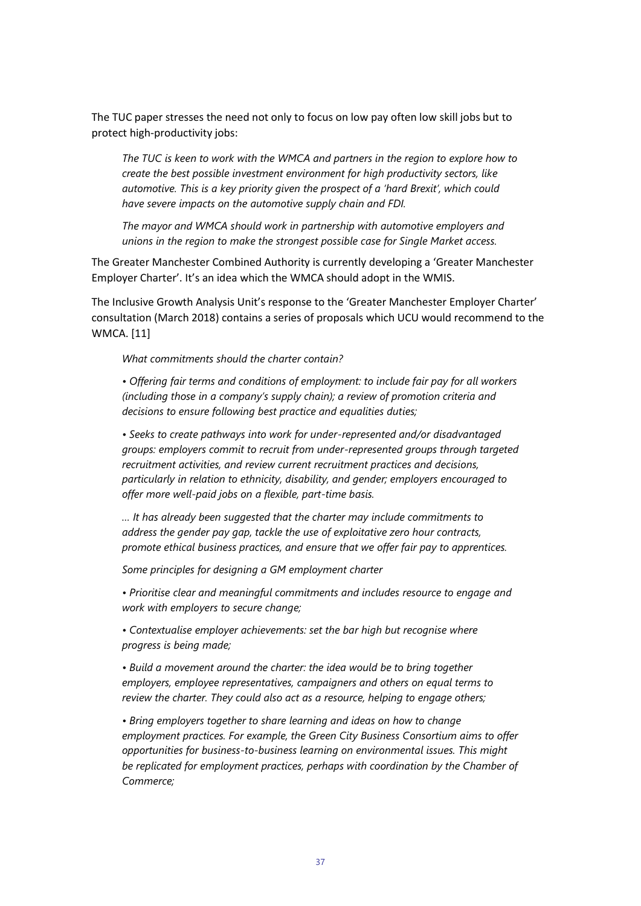The TUC paper stresses the need not only to focus on low pay often low skill jobs but to protect high-productivity jobs:

> *The TUC is keen to work with the WMCA and partners in the region to explore how to create the best possible investment environment for high productivity sectors, like automotive. This is a key priority given the prospect of a 'hard Brexit', which could have severe impacts on the automotive supply chain and FDI.*
>
> *The mayor and WMCA should work in partnership with automotive employers and unions in the region to make the strongest possible case for Single Market access.*

The Greater Manchester Combined Authority is currently developing a 'Greater Manchester Employer Charter'. It's an idea which the WMCA should adopt in the WMIS.

The Inclusive Growth Analysis Unit's response to the 'Greater Manchester Employer Charter' consultation (March 2018) contains a series of proposals which UCU would recommend to the WMCA. [11]

> *What commitments should the charter contain?*
>
> *• Offering fair terms and conditions of employment: to include fair pay for all workers (including those in a company's supply chain); a review of promotion criteria and decisions to ensure following best practice and equalities duties;*
>
> *• Seeks to create pathways into work for under-represented and/or disadvantaged groups: employers commit to recruit from under-represented groups through targeted recruitment activities, and review current recruitment practices and decisions, particularly in relation to ethnicity, disability, and gender; employers encouraged to offer more well-paid jobs on a flexible, part-time basis.*
>
> *… It has already been suggested that the charter may include commitments to address the gender pay gap, tackle the use of exploitative zero hour contracts, promote ethical business practices, and ensure that we offer fair pay to apprentices.*
>
> *Some principles for designing a GM employment charter*
>
> *• Prioritise clear and meaningful commitments and includes resource to engage and work with employers to secure change;*
>
> *• Contextualise employer achievements: set the bar high but recognise where progress is being made;*
>
> *• Build a movement around the charter: the idea would be to bring together employers, employee representatives, campaigners and others on equal terms to review the charter. They could also act as a resource, helping to engage others;*
>
> *• Bring employers together to share learning and ideas on how to change employment practices. For example, the Green City Business Consortium aims to offer opportunities for business-to-business learning on environmental issues. This might be replicated for employment practices, perhaps with coordination by the Chamber of Commerce;*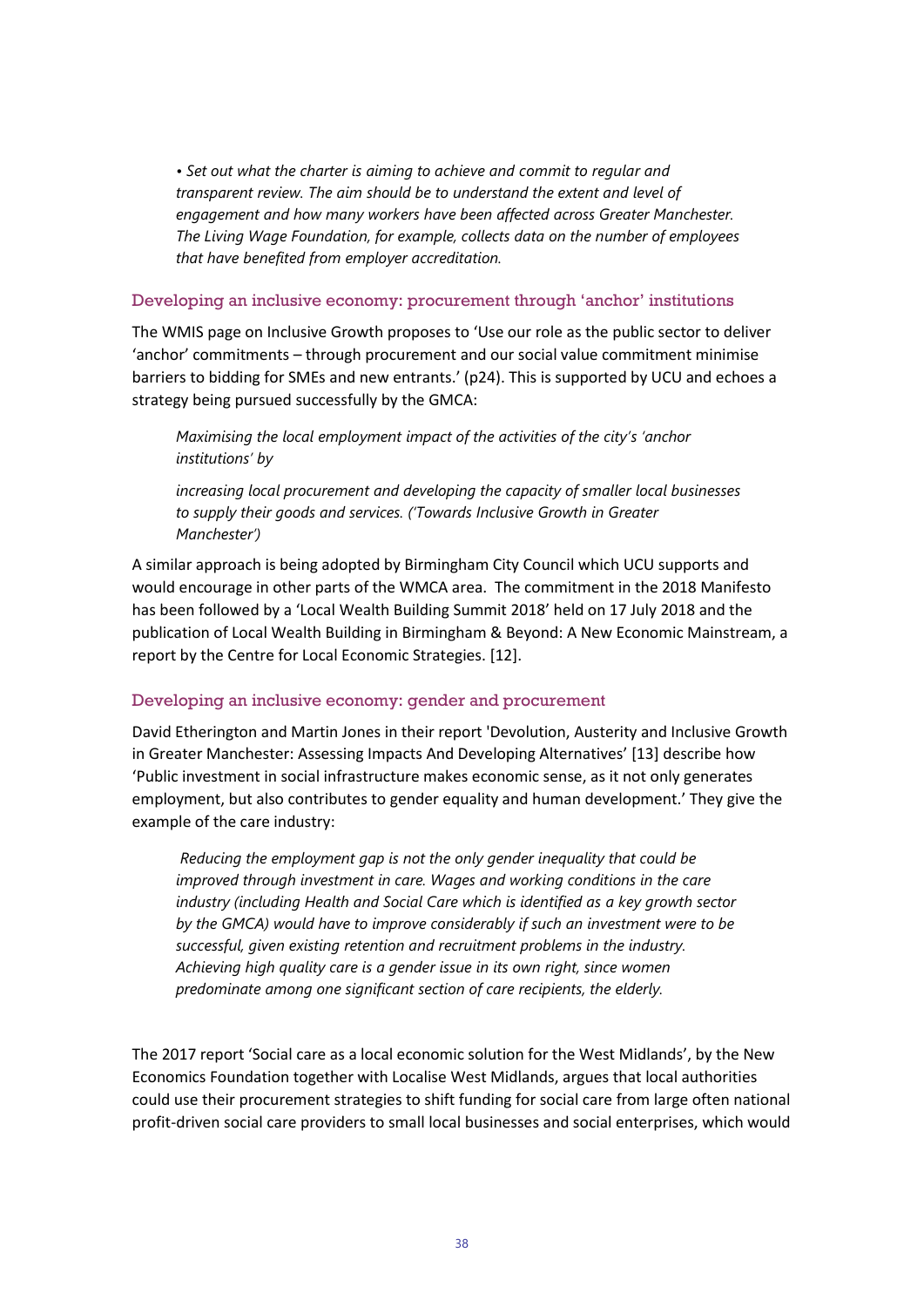*• Set out what the charter is aiming to achieve and commit to regular and transparent review. The aim should be to understand the extent and level of engagement and how many workers have been affected across Greater Manchester. The Living Wage Foundation, for example, collects data on the number of employees that have benefited from employer accreditation.*

### Developing an inclusive economy: procurement through 'anchor' institutions

The WMIS page on Inclusive Growth proposes to 'Use our role as the public sector to deliver 'anchor' commitments – through procurement and our social value commitment minimise barriers to bidding for SMEs and new entrants.' (p24). This is supported by UCU and echoes a strategy being pursued successfully by the GMCA:

> *Maximising the local employment impact of the activities of the city's 'anchor institutions' by*
>
> *increasing local procurement and developing the capacity of smaller local businesses to supply their goods and services. ('Towards Inclusive Growth in Greater Manchester')*

A similar approach is being adopted by Birmingham City Council which UCU supports and would encourage in other parts of the WMCA area. The commitment in the 2018 Manifesto has been followed by a 'Local Wealth Building Summit 2018' held on 17 July 2018 and the publication of Local Wealth Building in Birmingham & Beyond: A New Economic Mainstream, a report by the Centre for Local Economic Strategies. [12].

### Developing an inclusive economy: gender and procurement

David Etherington and Martin Jones in their report 'Devolution, Austerity and Inclusive Growth in Greater Manchester: Assessing Impacts And Developing Alternatives' [13] describe how 'Public investment in social infrastructure makes economic sense, as it not only generates employment, but also contributes to gender equality and human development.' They give the example of the care industry:

> *Reducing the employment gap is not the only gender inequality that could be improved through investment in care. Wages and working conditions in the care industry (including Health and Social Care which is identified as a key growth sector by the GMCA) would have to improve considerably if such an investment were to be successful, given existing retention and recruitment problems in the industry. Achieving high quality care is a gender issue in its own right, since women predominate among one significant section of care recipients, the elderly.*

The 2017 report 'Social care as a local economic solution for the West Midlands', by the New Economics Foundation together with Localise West Midlands, argues that local authorities could use their procurement strategies to shift funding for social care from large often national profit-driven social care providers to small local businesses and social enterprises, which would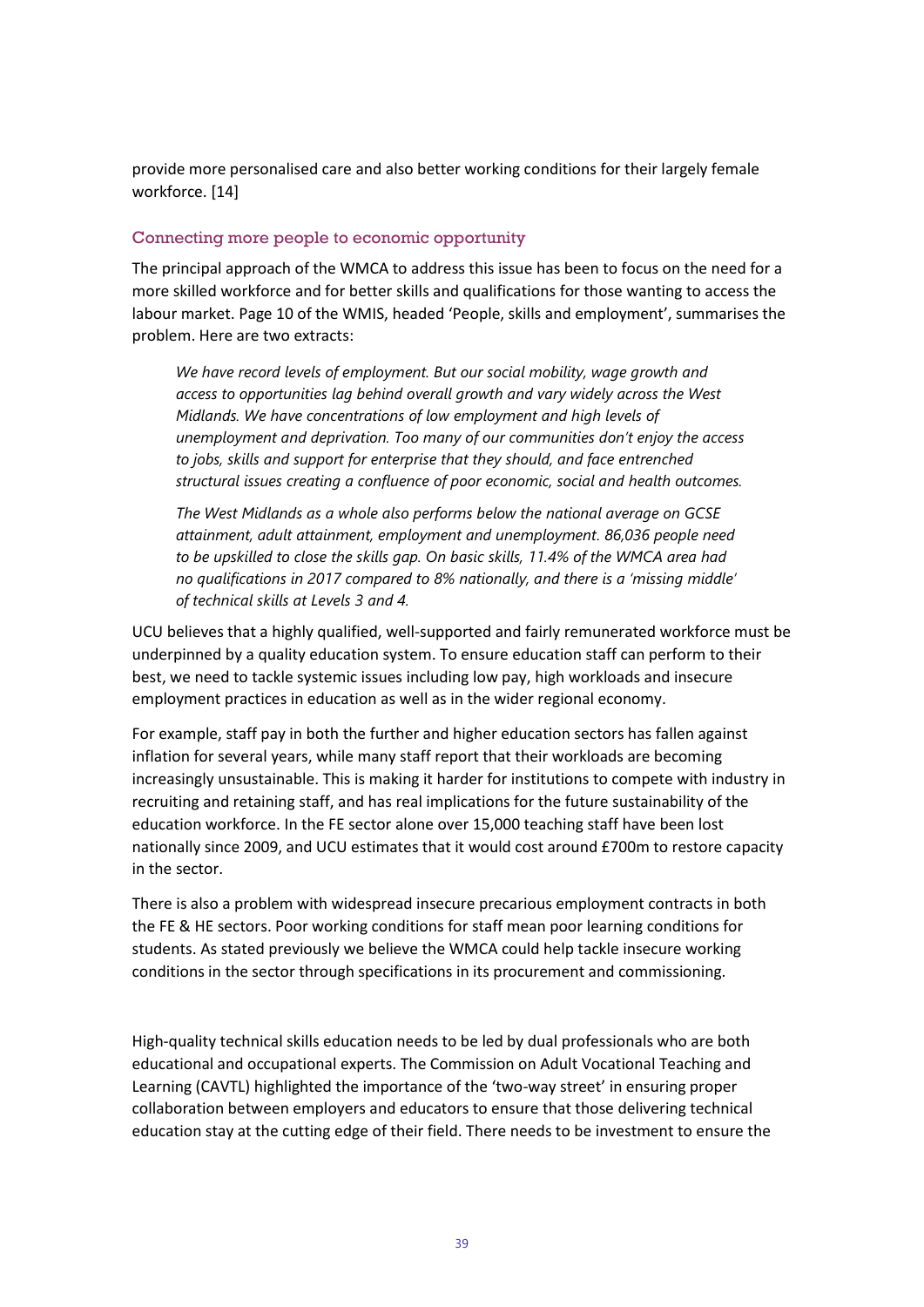provide more personalised care and also better working conditions for their largely female workforce. [14]

### Connecting more people to economic opportunity

The principal approach of the WMCA to address this issue has been to focus on the need for a more skilled workforce and for better skills and qualifications for those wanting to access the labour market. Page 10 of the WMIS, headed 'People, skills and employment', summarises the problem. Here are two extracts:

> *We have record levels of employment. But our social mobility, wage growth and access to opportunities lag behind overall growth and vary widely across the West Midlands. We have concentrations of low employment and high levels of unemployment and deprivation. Too many of our communities don't enjoy the access to jobs, skills and support for enterprise that they should, and face entrenched structural issues creating a confluence of poor economic, social and health outcomes.*
>
> *The West Midlands as a whole also performs below the national average on GCSE attainment, adult attainment, employment and unemployment. 86,036 people need to be upskilled to close the skills gap. On basic skills, 11.4% of the WMCA area had no qualifications in 2017 compared to 8% nationally, and there is a 'missing middle' of technical skills at Levels 3 and 4.*

UCU believes that a highly qualified, well-supported and fairly remunerated workforce must be underpinned by a quality education system. To ensure education staff can perform to their best, we need to tackle systemic issues including low pay, high workloads and insecure employment practices in education as well as in the wider regional economy.

For example, staff pay in both the further and higher education sectors has fallen against inflation for several years, while many staff report that their workloads are becoming increasingly unsustainable. This is making it harder for institutions to compete with industry in recruiting and retaining staff, and has real implications for the future sustainability of the education workforce. In the FE sector alone over 15,000 teaching staff have been lost nationally since 2009, and UCU estimates that it would cost around £700m to restore capacity in the sector.

There is also a problem with widespread insecure precarious employment contracts in both the FE & HE sectors. Poor working conditions for staff mean poor learning conditions for students. As stated previously we believe the WMCA could help tackle insecure working conditions in the sector through specifications in its procurement and commissioning.

High-quality technical skills education needs to be led by dual professionals who are both educational and occupational experts. The Commission on Adult Vocational Teaching and Learning (CAVTL) highlighted the importance of the 'two-way street' in ensuring proper collaboration between employers and educators to ensure that those delivering technical education stay at the cutting edge of their field. There needs to be investment to ensure the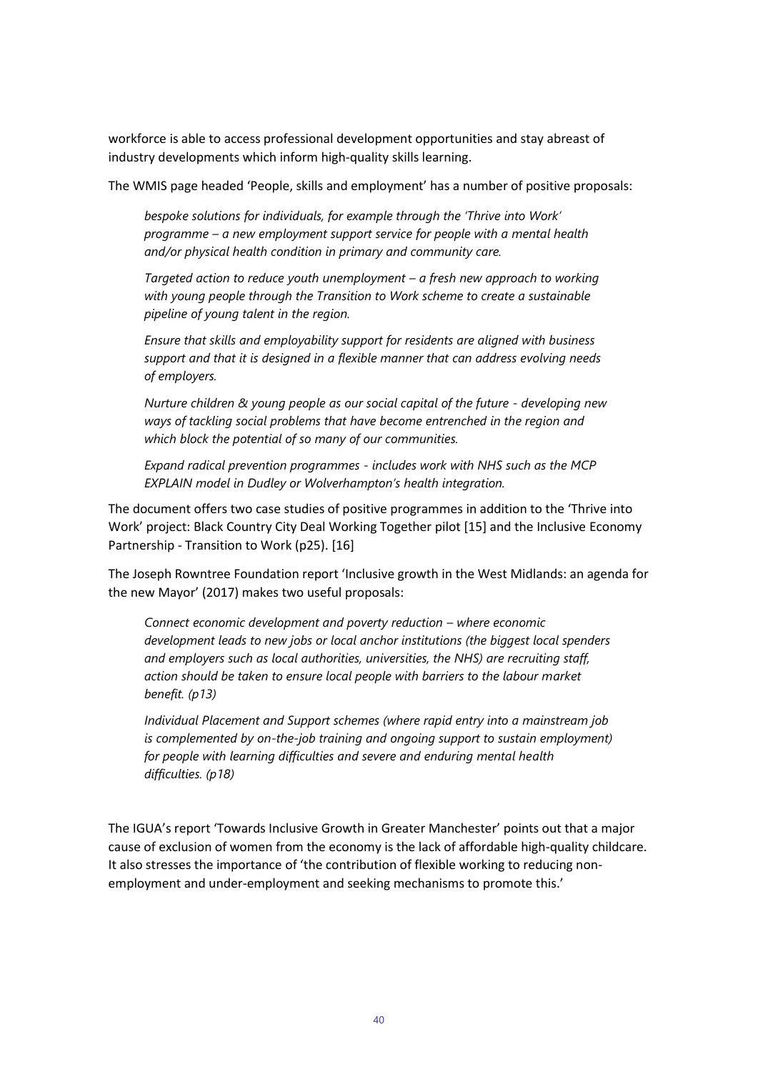workforce is able to access professional development opportunities and stay abreast of industry developments which inform high-quality skills learning.

The WMIS page headed 'People, skills and employment' has a number of positive proposals:

> *bespoke solutions for individuals, for example through the 'Thrive into Work' programme – a new employment support service for people with a mental health and/or physical health condition in primary and community care.*
>
> *Targeted action to reduce youth unemployment – a fresh new approach to working with young people through the Transition to Work scheme to create a sustainable pipeline of young talent in the region.*
>
> *Ensure that skills and employability support for residents are aligned with business support and that it is designed in a flexible manner that can address evolving needs of employers.*
>
> *Nurture children & young people as our social capital of the future - developing new ways of tackling social problems that have become entrenched in the region and which block the potential of so many of our communities.*
>
> *Expand radical prevention programmes - includes work with NHS such as the MCP EXPLAIN model in Dudley or Wolverhampton's health integration.*

The document offers two case studies of positive programmes in addition to the 'Thrive into Work' project: Black Country City Deal Working Together pilot [15] and the Inclusive Economy Partnership - Transition to Work (p25). [16]

The Joseph Rowntree Foundation report 'Inclusive growth in the West Midlands: an agenda for the new Mayor' (2017) makes two useful proposals:

> *Connect economic development and poverty reduction – where economic development leads to new jobs or local anchor institutions (the biggest local spenders and employers such as local authorities, universities, the NHS) are recruiting staff, action should be taken to ensure local people with barriers to the labour market benefit. (p13)*
>
> *Individual Placement and Support schemes (where rapid entry into a mainstream job is complemented by on-the-job training and ongoing support to sustain employment) for people with learning difficulties and severe and enduring mental health difficulties. (p18)*

The IGUA's report 'Towards Inclusive Growth in Greater Manchester' points out that a major cause of exclusion of women from the economy is the lack of affordable high-quality childcare. It also stresses the importance of 'the contribution of flexible working to reducing non-employment and under-employment and seeking mechanisms to promote this.'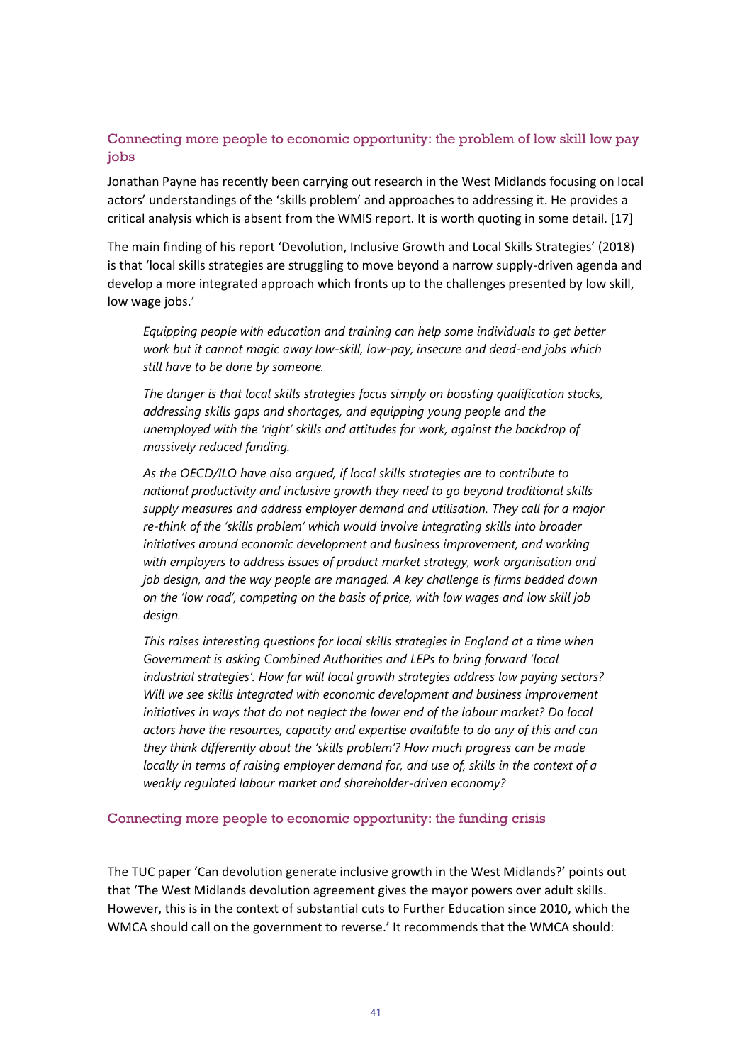### Connecting more people to economic opportunity: the problem of low skill low pay jobs

Jonathan Payne has recently been carrying out research in the West Midlands focusing on local actors' understandings of the 'skills problem' and approaches to addressing it. He provides a critical analysis which is absent from the WMIS report. It is worth quoting in some detail. [17]

The main finding of his report 'Devolution, Inclusive Growth and Local Skills Strategies' (2018) is that 'local skills strategies are struggling to move beyond a narrow supply-driven agenda and develop a more integrated approach which fronts up to the challenges presented by low skill, low wage jobs.'

> *Equipping people with education and training can help some individuals to get better work but it cannot magic away low-skill, low-pay, insecure and dead-end jobs which still have to be done by someone.*
>
> *The danger is that local skills strategies focus simply on boosting qualification stocks, addressing skills gaps and shortages, and equipping young people and the unemployed with the 'right' skills and attitudes for work, against the backdrop of massively reduced funding.*
>
> *As the OECD/ILO have also argued, if local skills strategies are to contribute to national productivity and inclusive growth they need to go beyond traditional skills supply measures and address employer demand and utilisation. They call for a major re-think of the 'skills problem' which would involve integrating skills into broader initiatives around economic development and business improvement, and working with employers to address issues of product market strategy, work organisation and job design, and the way people are managed. A key challenge is firms bedded down on the 'low road', competing on the basis of price, with low wages and low skill job design.*
>
> *This raises interesting questions for local skills strategies in England at a time when Government is asking Combined Authorities and LEPs to bring forward 'local industrial strategies'. How far will local growth strategies address low paying sectors? Will we see skills integrated with economic development and business improvement initiatives in ways that do not neglect the lower end of the labour market? Do local actors have the resources, capacity and expertise available to do any of this and can they think differently about the 'skills problem'? How much progress can be made locally in terms of raising employer demand for, and use of, skills in the context of a weakly regulated labour market and shareholder-driven economy?*

### Connecting more people to economic opportunity: the funding crisis

The TUC paper 'Can devolution generate inclusive growth in the West Midlands?' points out that 'The West Midlands devolution agreement gives the mayor powers over adult skills. However, this is in the context of substantial cuts to Further Education since 2010, which the WMCA should call on the government to reverse.' It recommends that the WMCA should: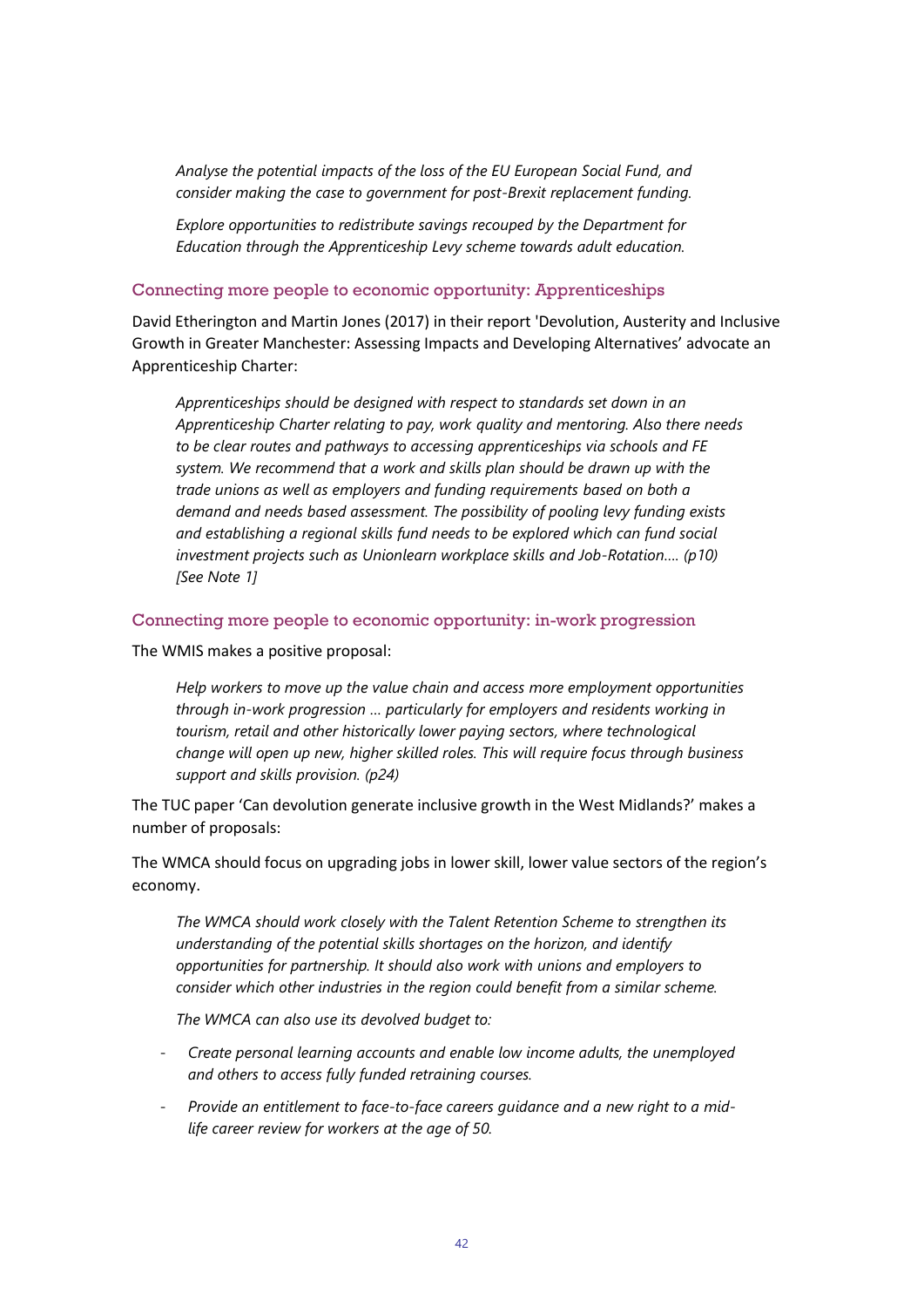*Analyse the potential impacts of the loss of the EU European Social Fund, and consider making the case to government for post-Brexit replacement funding.*

*Explore opportunities to redistribute savings recouped by the Department for Education through the Apprenticeship Levy scheme towards adult education.*

### Connecting more people to economic opportunity: Apprenticeships

David Etherington and Martin Jones (2017) in their report 'Devolution, Austerity and Inclusive Growth in Greater Manchester: Assessing Impacts and Developing Alternatives' advocate an Apprenticeship Charter:

> *Apprenticeships should be designed with respect to standards set down in an Apprenticeship Charter relating to pay, work quality and mentoring. Also there needs to be clear routes and pathways to accessing apprenticeships via schools and FE system. We recommend that a work and skills plan should be drawn up with the trade unions as well as employers and funding requirements based on both a demand and needs based assessment. The possibility of pooling levy funding exists and establishing a regional skills fund needs to be explored which can fund social investment projects such as Unionlearn workplace skills and Job-Rotation…. (p10) [See Note 1]*

### Connecting more people to economic opportunity: in-work progression

The WMIS makes a positive proposal:

> *Help workers to move up the value chain and access more employment opportunities through in-work progression … particularly for employers and residents working in tourism, retail and other historically lower paying sectors, where technological change will open up new, higher skilled roles. This will require focus through business support and skills provision. (p24)*

The TUC paper 'Can devolution generate inclusive growth in the West Midlands?' makes a number of proposals:

The WMCA should focus on upgrading jobs in lower skill, lower value sectors of the region's economy.

> *The WMCA should work closely with the Talent Retention Scheme to strengthen its understanding of the potential skills shortages on the horizon, and identify opportunities for partnership. It should also work with unions and employers to consider which other industries in the region could benefit from a similar scheme.*
>
> *The WMCA can also use its devolved budget to:*
>
> - *Create personal learning accounts and enable low income adults, the unemployed and others to access fully funded retraining courses.*
> - *Provide an entitlement to face-to-face careers guidance and a new right to a mid-life career review for workers at the age of 50.*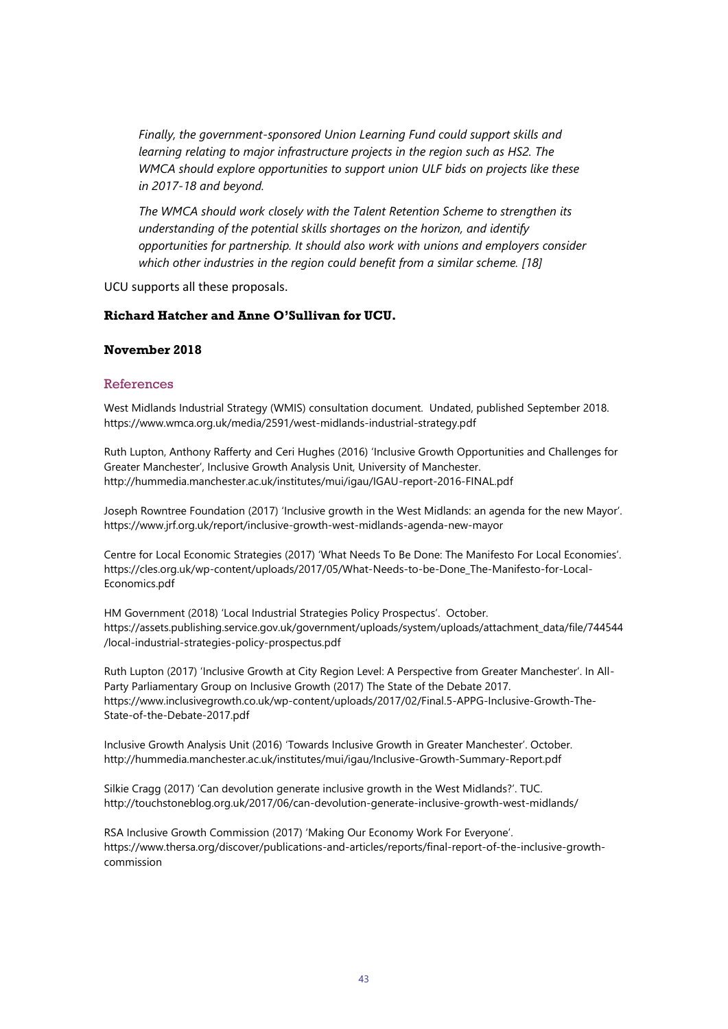*Finally, the government-sponsored Union Learning Fund could support skills and learning relating to major infrastructure projects in the region such as HS2. The WMCA should explore opportunities to support union ULF bids on projects like these in 2017-18 and beyond.*

*The WMCA should work closely with the Talent Retention Scheme to strengthen its understanding of the potential skills shortages on the horizon, and identify opportunities for partnership. It should also work with unions and employers consider which other industries in the region could benefit from a similar scheme. [18]*

UCU supports all these proposals.

**Richard Hatcher and Anne O'Sullivan for UCU.**

**November 2018**

## References

West Midlands Industrial Strategy (WMIS) consultation document. Undated, published September 2018. https://www.wmca.org.uk/media/2591/west-midlands-industrial-strategy.pdf

Ruth Lupton, Anthony Rafferty and Ceri Hughes (2016) 'Inclusive Growth Opportunities and Challenges for Greater Manchester', Inclusive Growth Analysis Unit, University of Manchester. http://hummedia.manchester.ac.uk/institutes/mui/igau/IGAU-report-2016-FINAL.pdf

Joseph Rowntree Foundation (2017) 'Inclusive growth in the West Midlands: an agenda for the new Mayor'. https://www.jrf.org.uk/report/inclusive-growth-west-midlands-agenda-new-mayor

Centre for Local Economic Strategies (2017) 'What Needs To Be Done: The Manifesto For Local Economies'. https://cles.org.uk/wp-content/uploads/2017/05/What-Needs-to-be-Done_The-Manifesto-for-Local-Economics.pdf

HM Government (2018) 'Local Industrial Strategies Policy Prospectus'. October. https://assets.publishing.service.gov.uk/government/uploads/system/uploads/attachment_data/file/744544/local-industrial-strategies-policy-prospectus.pdf

Ruth Lupton (2017) 'Inclusive Growth at City Region Level: A Perspective from Greater Manchester'. In All-Party Parliamentary Group on Inclusive Growth (2017) The State of the Debate 2017. https://www.inclusivegrowth.co.uk/wp-content/uploads/2017/02/Final.5-APPG-Inclusive-Growth-The-State-of-the-Debate-2017.pdf

Inclusive Growth Analysis Unit (2016) 'Towards Inclusive Growth in Greater Manchester'. October. http://hummedia.manchester.ac.uk/institutes/mui/igau/Inclusive-Growth-Summary-Report.pdf

Silkie Cragg (2017) 'Can devolution generate inclusive growth in the West Midlands?'. TUC. http://touchstoneblog.org.uk/2017/06/can-devolution-generate-inclusive-growth-west-midlands/

RSA Inclusive Growth Commission (2017) 'Making Our Economy Work For Everyone'. https://www.thersa.org/discover/publications-and-articles/reports/final-report-of-the-inclusive-growth-commission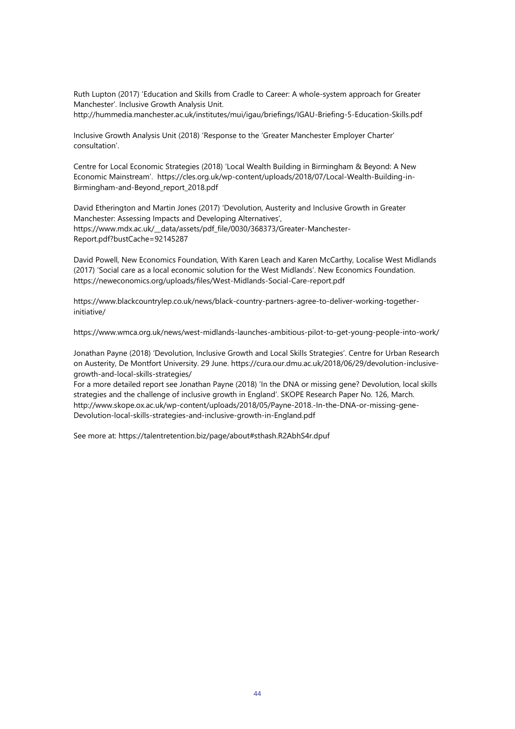Ruth Lupton (2017) 'Education and Skills from Cradle to Career: A whole-system approach for Greater Manchester'. Inclusive Growth Analysis Unit. http://hummedia.manchester.ac.uk/institutes/mui/igau/briefings/IGAU-Briefing-5-Education-Skills.pdf

Inclusive Growth Analysis Unit (2018) 'Response to the 'Greater Manchester Employer Charter' consultation'.

Centre for Local Economic Strategies (2018) 'Local Wealth Building in Birmingham & Beyond: A New Economic Mainstream'. https://cles.org.uk/wp-content/uploads/2018/07/Local-Wealth-Building-in-Birmingham-and-Beyond_report_2018.pdf

David Etherington and Martin Jones (2017) 'Devolution, Austerity and Inclusive Growth in Greater Manchester: Assessing Impacts and Developing Alternatives', https://www.mdx.ac.uk/__data/assets/pdf_file/0030/368373/Greater-Manchester-Report.pdf?bustCache=92145287

David Powell, New Economics Foundation, With Karen Leach and Karen McCarthy, Localise West Midlands (2017) 'Social care as a local economic solution for the West Midlands'. New Economics Foundation. https://neweconomics.org/uploads/files/West-Midlands-Social-Care-report.pdf

https://www.blackcountrylep.co.uk/news/black-country-partners-agree-to-deliver-working-together-initiative/

https://www.wmca.org.uk/news/west-midlands-launches-ambitious-pilot-to-get-young-people-into-work/

Jonathan Payne (2018) 'Devolution, Inclusive Growth and Local Skills Strategies'. Centre for Urban Research on Austerity, De Montfort University. 29 June. https://cura.our.dmu.ac.uk/2018/06/29/devolution-inclusive-growth-and-local-skills-strategies/
For a more detailed report see Jonathan Payne (2018) 'In the DNA or missing gene? Devolution, local skills strategies and the challenge of inclusive growth in England'. SKOPE Research Paper No. 126, March. http://www.skope.ox.ac.uk/wp-content/uploads/2018/05/Payne-2018.-In-the-DNA-or-missing-gene-Devolution-local-skills-strategies-and-inclusive-growth-in-England.pdf

See more at: https://talentretention.biz/page/about#sthash.R2AbhS4r.dpuf